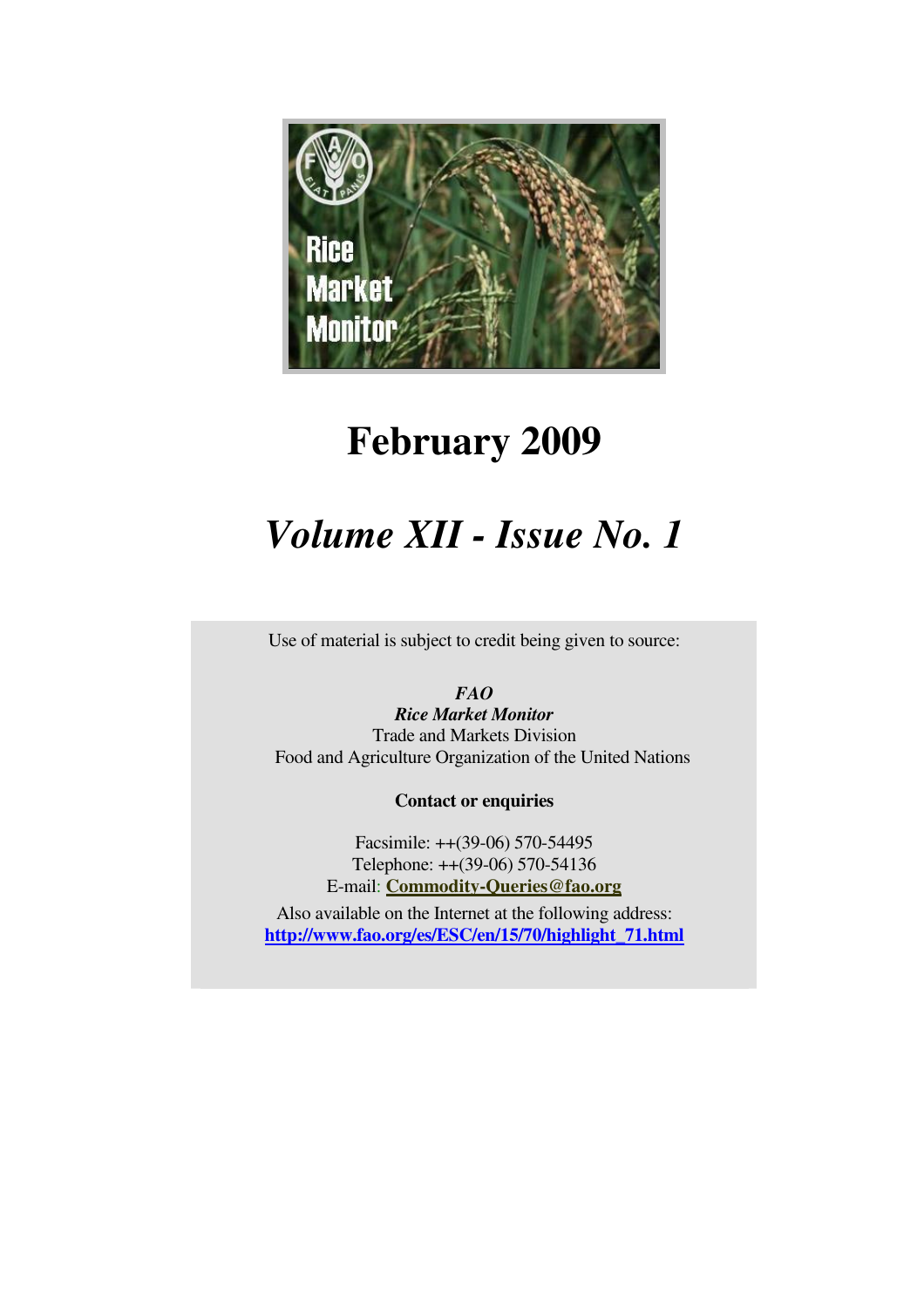Rice Market Monitor

# February 2009

## *Volume XII - Issue No. 1*

Use of material is subject to credit being given to source:

***FAO***
***Rice Market Monitor***
Trade and Markets Division
Food and Agriculture Organization of the United Nations

**Contact or enquiries**

Facsimile: ++(39-06) 570-54495
Telephone: ++(39-06) 570-54136
E-mail: **Commodity-Queries@fao.org**

Also available on the Internet at the following address:
**http://www.fao.org/es/ESC/en/15/70/highlight_71.html**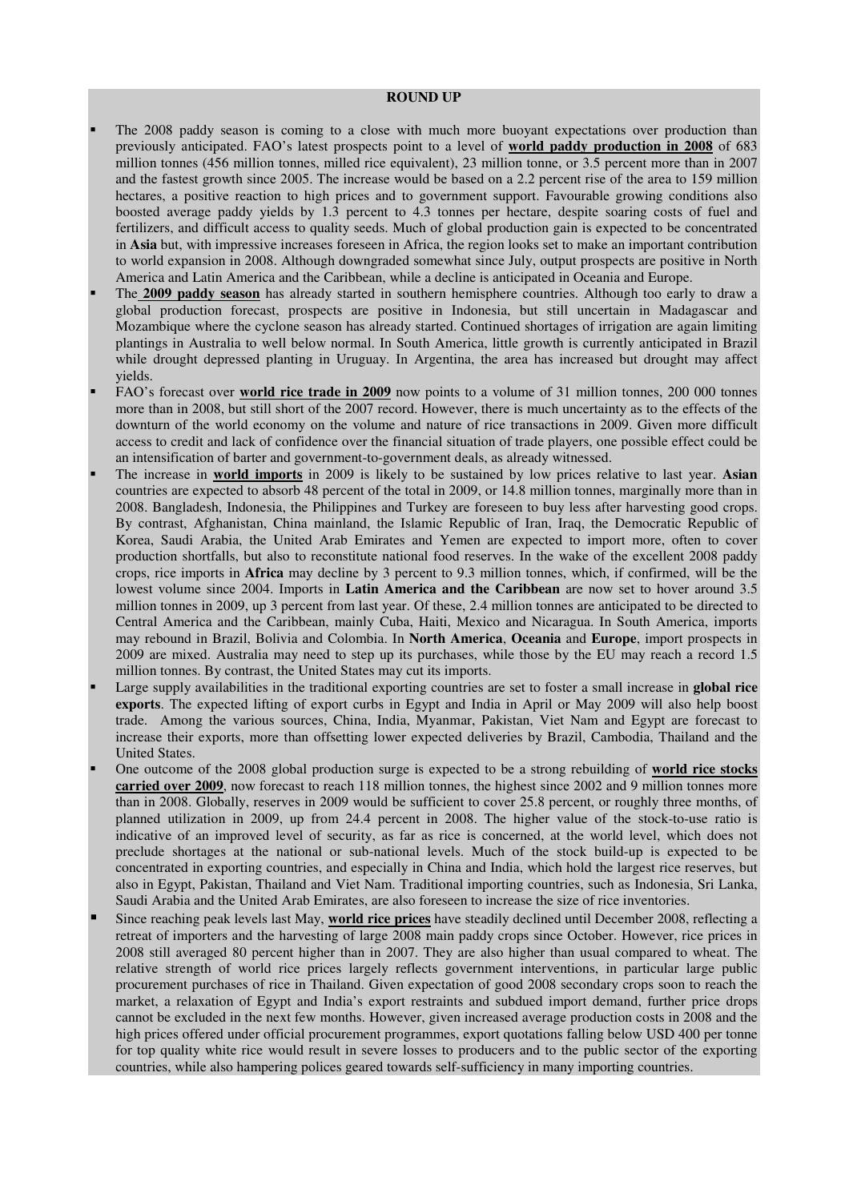## ROUND UP

- The 2008 paddy season is coming to a close with much more buoyant expectations over production than previously anticipated. FAO's latest prospects point to a level of **world paddy production in 2008** of 683 million tonnes (456 million tonnes, milled rice equivalent), 23 million tonne, or 3.5 percent more than in 2007 and the fastest growth since 2005. The increase would be based on a 2.2 percent rise of the area to 159 million hectares, a positive reaction to high prices and to government support. Favourable growing conditions also boosted average paddy yields by 1.3 percent to 4.3 tonnes per hectare, despite soaring costs of fuel and fertilizers, and difficult access to quality seeds. Much of global production gain is expected to be concentrated in **Asia** but, with impressive increases foreseen in Africa, the region looks set to make an important contribution to world expansion in 2008. Although downgraded somewhat since July, output prospects are positive in North America and Latin America and the Caribbean, while a decline is anticipated in Oceania and Europe.
- The **2009 paddy season** has already started in southern hemisphere countries. Although too early to draw a global production forecast, prospects are positive in Indonesia, but still uncertain in Madagascar and Mozambique where the cyclone season has already started. Continued shortages of irrigation are again limiting plantings in Australia to well below normal. In South America, little growth is currently anticipated in Brazil while drought depressed planting in Uruguay. In Argentina, the area has increased but drought may affect yields.
- FAO's forecast over **world rice trade in 2009** now points to a volume of 31 million tonnes, 200 000 tonnes more than in 2008, but still short of the 2007 record. However, there is much uncertainty as to the effects of the downturn of the world economy on the volume and nature of rice transactions in 2009. Given more difficult access to credit and lack of confidence over the financial situation of trade players, one possible effect could be an intensification of barter and government-to-government deals, as already witnessed.
- The increase in **world imports** in 2009 is likely to be sustained by low prices relative to last year. **Asian** countries are expected to absorb 48 percent of the total in 2009, or 14.8 million tonnes, marginally more than in 2008. Bangladesh, Indonesia, the Philippines and Turkey are foreseen to buy less after harvesting good crops. By contrast, Afghanistan, China mainland, the Islamic Republic of Iran, Iraq, the Democratic Republic of Korea, Saudi Arabia, the United Arab Emirates and Yemen are expected to import more, often to cover production shortfalls, but also to reconstitute national food reserves. In the wake of the excellent 2008 paddy crops, rice imports in **Africa** may decline by 3 percent to 9.3 million tonnes, which, if confirmed, will be the lowest volume since 2004. Imports in **Latin America and the Caribbean** are now set to hover around 3.5 million tonnes in 2009, up 3 percent from last year. Of these, 2.4 million tonnes are anticipated to be directed to Central America and the Caribbean, mainly Cuba, Haiti, Mexico and Nicaragua. In South America, imports may rebound in Brazil, Bolivia and Colombia. In **North America**, **Oceania** and **Europe**, import prospects in 2009 are mixed. Australia may need to step up its purchases, while those by the EU may reach a record 1.5 million tonnes. By contrast, the United States may cut its imports.
- Large supply availabilities in the traditional exporting countries are set to foster a small increase in **global rice exports**. The expected lifting of export curbs in Egypt and India in April or May 2009 will also help boost trade. Among the various sources, China, India, Myanmar, Pakistan, Viet Nam and Egypt are forecast to increase their exports, more than offsetting lower expected deliveries by Brazil, Cambodia, Thailand and the United States.
- One outcome of the 2008 global production surge is expected to be a strong rebuilding of **world rice stocks carried over 2009**, now forecast to reach 118 million tonnes, the highest since 2002 and 9 million tonnes more than in 2008. Globally, reserves in 2009 would be sufficient to cover 25.8 percent, or roughly three months, of planned utilization in 2009, up from 24.4 percent in 2008. The higher value of the stock-to-use ratio is indicative of an improved level of security, as far as rice is concerned, at the world level, which does not preclude shortages at the national or sub-national levels. Much of the stock build-up is expected to be concentrated in exporting countries, and especially in China and India, which hold the largest rice reserves, but also in Egypt, Pakistan, Thailand and Viet Nam. Traditional importing countries, such as Indonesia, Sri Lanka, Saudi Arabia and the United Arab Emirates, are also foreseen to increase the size of rice inventories.
- Since reaching peak levels last May, **world rice prices** have steadily declined until December 2008, reflecting a retreat of importers and the harvesting of large 2008 main paddy crops since October. However, rice prices in 2008 still averaged 80 percent higher than in 2007. They are also higher than usual compared to wheat. The relative strength of world rice prices largely reflects government interventions, in particular large public procurement purchases of rice in Thailand. Given expectation of good 2008 secondary crops soon to reach the market, a relaxation of Egypt and India's export restraints and subdued import demand, further price drops cannot be excluded in the next few months. However, given increased average production costs in 2008 and the high prices offered under official procurement programmes, export quotations falling below USD 400 per tonne for top quality white rice would result in severe losses to producers and to the public sector of the exporting countries, while also hampering polices geared towards self-sufficiency in many importing countries.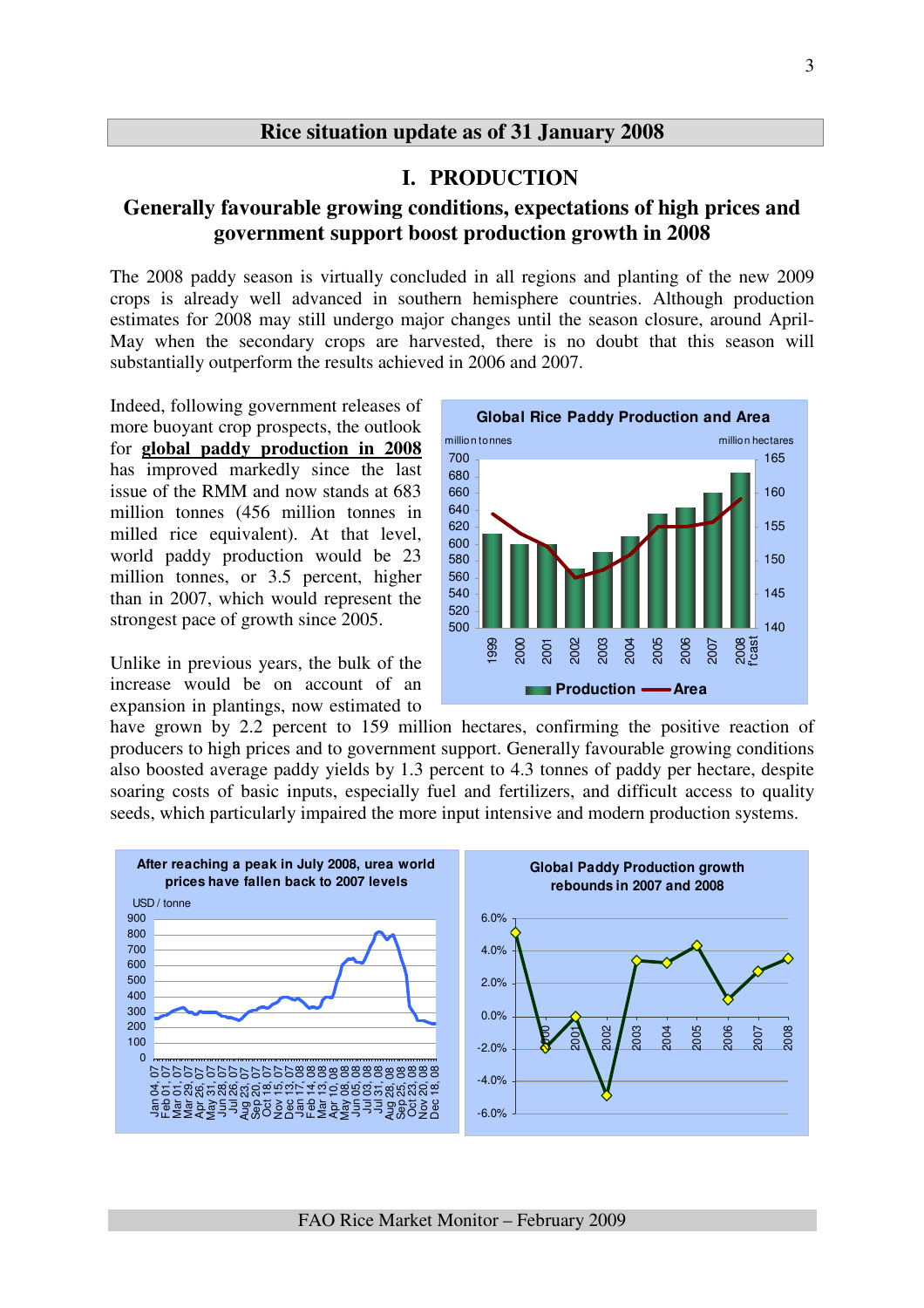## Rice situation update as of 31 January 2008

## I. PRODUCTION

### Generally favourable growing conditions, expectations of high prices and government support boost production growth in 2008

The 2008 paddy season is virtually concluded in all regions and planting of the new 2009 crops is already well advanced in southern hemisphere countries. Although production estimates for 2008 may still undergo major changes until the season closure, around April-May when the secondary crops are harvested, there is no doubt that this season will substantially outperform the results achieved in 2006 and 2007.

Indeed, following government releases of more buoyant crop prospects, the outlook for **global paddy production in 2008** has improved markedly since the last issue of the RMM and now stands at 683 million tonnes (456 million tonnes in milled rice equivalent). At that level, world paddy production would be 23 million tonnes, or 3.5 percent, higher than in 2007, which would represent the strongest pace of growth since 2005.

Unlike in previous years, the bulk of the increase would be on account of an expansion in plantings, now estimated to have grown by 2.2 percent to 159 million hectares, confirming the positive reaction of producers to high prices and to government support. Generally favourable growing conditions also boosted average paddy yields by 1.3 percent to 4.3 tonnes of paddy per hectare, despite soaring costs of basic inputs, especially fuel and fertilizers, and difficult access to quality seeds, which particularly impaired the more input intensive and modern production systems.

**Global Rice Paddy Production and Area**

**After reaching a peak in July 2008, urea world prices have fallen back to 2007 levels**

**Global Paddy Production growth rebounds in 2007 and 2008**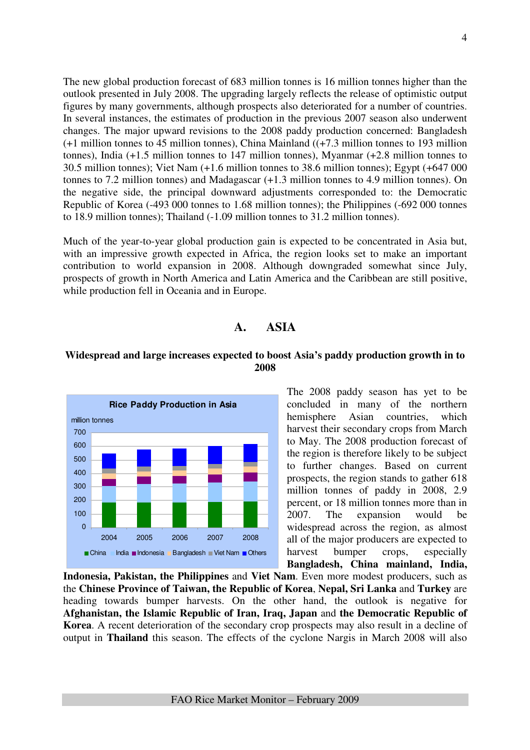The new global production forecast of 683 million tonnes is 16 million tonnes higher than the outlook presented in July 2008. The upgrading largely reflects the release of optimistic output figures by many governments, although prospects also deteriorated for a number of countries. In several instances, the estimates of production in the previous 2007 season also underwent changes. The major upward revisions to the 2008 paddy production concerned: Bangladesh (+1 million tonnes to 45 million tonnes), China Mainland ((+7.3 million tonnes to 193 million tonnes), India (+1.5 million tonnes to 147 million tonnes), Myanmar (+2.8 million tonnes to 30.5 million tonnes); Viet Nam (+1.6 million tonnes to 38.6 million tonnes); Egypt (+647 000 tonnes to 7.2 million tonnes) and Madagascar (+1.3 million tonnes to 4.9 million tonnes). On the negative side, the principal downward adjustments corresponded to: the Democratic Republic of Korea (-493 000 tonnes to 1.68 million tonnes); the Philippines (-692 000 tonnes to 18.9 million tonnes); Thailand (-1.09 million tonnes to 31.2 million tonnes).

Much of the year-to-year global production gain is expected to be concentrated in Asia but, with an impressive growth expected in Africa, the region looks set to make an important contribution to world expansion in 2008. Although downgraded somewhat since July, prospects of growth in North America and Latin America and the Caribbean are still positive, while production fell in Oceania and in Europe.

## A. ASIA

### Widespread and large increases expected to boost Asia's paddy production growth in to 2008

**Rice Paddy Production in Asia**

million tonnes

Legend: China, India, Indonesia, Bangladesh, Viet Nam, Others (years 2004–2008)

The 2008 paddy season has yet to be concluded in many of the northern hemisphere Asian countries, which harvest their secondary crops from March to May. The 2008 production forecast of the region is therefore likely to be subject to further changes. Based on current prospects, the region stands to gather 618 million tonnes of paddy in 2008, 2.9 percent, or 18 million tonnes more than in 2007. The expansion would be widespread across the region, as almost all of the major producers are expected to harvest bumper crops, especially **Bangladesh, China mainland, India, Indonesia, Pakistan, the Philippines** and **Viet Nam**. Even more modest producers, such as the **Chinese Province of Taiwan, the Republic of Korea**, **Nepal, Sri Lanka** and **Turkey** are heading towards bumper harvests. On the other hand, the outlook is negative for **Afghanistan, the Islamic Republic of Iran, Iraq, Japan** and **the Democratic Republic of Korea**. A recent deterioration of the secondary crop prospects may also result in a decline of output in **Thailand** this season. The effects of the cyclone Nargis in March 2008 will also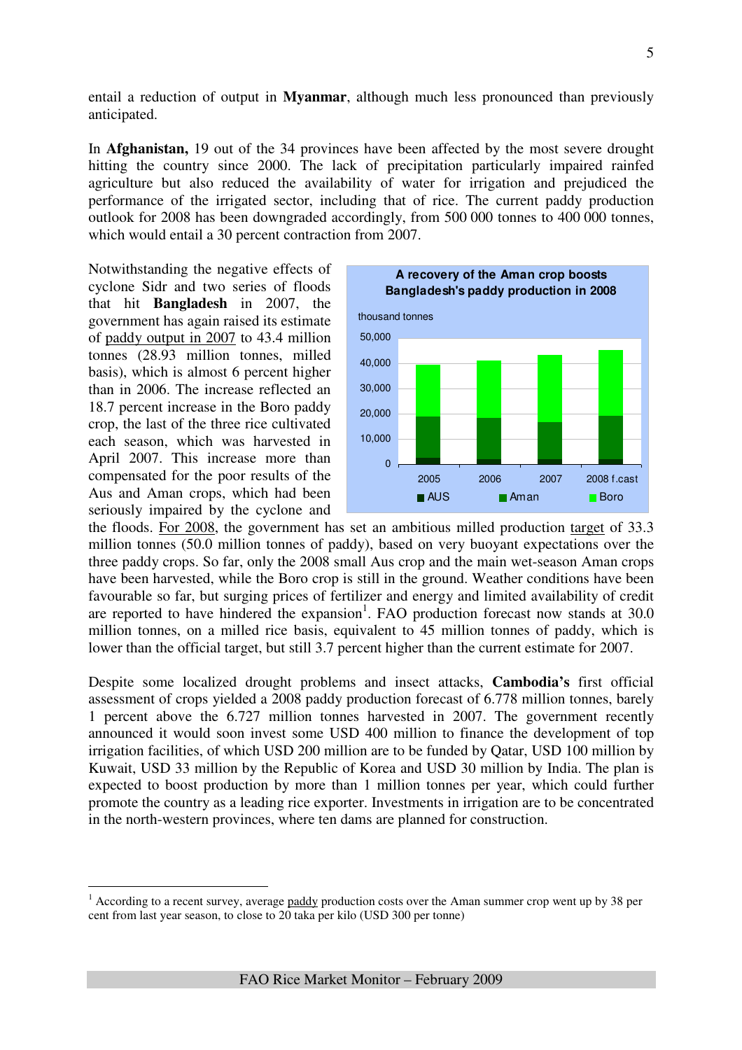entail a reduction of output in **Myanmar**, although much less pronounced than previously anticipated.

In **Afghanistan,** 19 out of the 34 provinces have been affected by the most severe drought hitting the country since 2000. The lack of precipitation particularly impaired rainfed agriculture but also reduced the availability of water for irrigation and prejudiced the performance of the irrigated sector, including that of rice. The current paddy production outlook for 2008 has been downgraded accordingly, from 500 000 tonnes to 400 000 tonnes, which would entail a 30 percent contraction from 2007.

Notwithstanding the negative effects of cyclone Sidr and two series of floods that hit **Bangladesh** in 2007, the government has again raised its estimate of paddy output in 2007 to 43.4 million tonnes (28.93 million tonnes, milled basis), which is almost 6 percent higher than in 2006. The increase reflected an 18.7 percent increase in the Boro paddy crop, the last of the three rice cultivated each season, which was harvested in April 2007. This increase more than compensated for the poor results of the Aus and Aman crops, which had been seriously impaired by the cyclone and the floods. For 2008, the government has set an ambitious milled production target of 33.3 million tonnes (50.0 million tonnes of paddy), based on very buoyant expectations over the three paddy crops. So far, only the 2008 small Aus crop and the main wet-season Aman crops have been harvested, while the Boro crop is still in the ground. Weather conditions have been favourable so far, but surging prices of fertilizer and energy and limited availability of credit are reported to have hindered the expansion[1]. FAO production forecast now stands at 30.0 million tonnes, on a milled rice basis, equivalent to 45 million tonnes of paddy, which is lower than the official target, but still 3.7 percent higher than the current estimate for 2007.

**A recovery of the Aman crop boosts Bangladesh's paddy production in 2008**

thousand tonnes

Legend: AUS, Aman, Boro — years 2005, 2006, 2007, 2008 f.cast

Despite some localized drought problems and insect attacks, **Cambodia's** first official assessment of crops yielded a 2008 paddy production forecast of 6.778 million tonnes, barely 1 percent above the 6.727 million tonnes harvested in 2007. The government recently announced it would soon invest some USD 400 million to finance the development of top irrigation facilities, of which USD 200 million are to be funded by Qatar, USD 100 million by Kuwait, USD 33 million by the Republic of Korea and USD 30 million by India. The plan is expected to boost production by more than 1 million tonnes per year, which could further promote the country as a leading rice exporter. Investments in irrigation are to be concentrated in the north-western provinces, where ten dams are planned for construction.

---

[1] According to a recent survey, average paddy production costs over the Aman summer crop went up by 38 per cent from last year season, to close to 20 taka per kilo (USD 300 per tonne)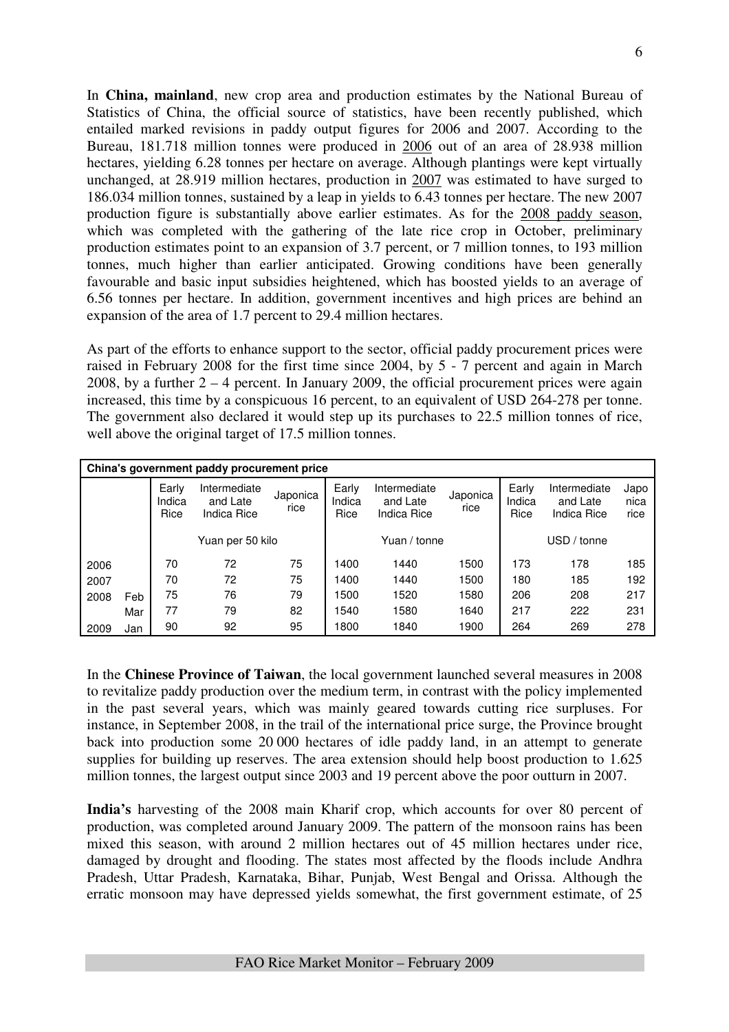In **China, mainland**, new crop area and production estimates by the National Bureau of Statistics of China, the official source of statistics, have been recently published, which entailed marked revisions in paddy output figures for 2006 and 2007. According to the Bureau, 181.718 million tonnes were produced in 2006 out of an area of 28.938 million hectares, yielding 6.28 tonnes per hectare on average. Although plantings were kept virtually unchanged, at 28.919 million hectares, production in 2007 was estimated to have surged to 186.034 million tonnes, sustained by a leap in yields to 6.43 tonnes per hectare. The new 2007 production figure is substantially above earlier estimates. As for the 2008 paddy season, which was completed with the gathering of the late rice crop in October, preliminary production estimates point to an expansion of 3.7 percent, or 7 million tonnes, to 193 million tonnes, much higher than earlier anticipated. Growing conditions have been generally favourable and basic input subsidies heightened, which has boosted yields to an average of 6.56 tonnes per hectare. In addition, government incentives and high prices are behind an expansion of the area of 1.7 percent to 29.4 million hectares.

As part of the efforts to enhance support to the sector, official paddy procurement prices were raised in February 2008 for the first time since 2004, by 5 - 7 percent and again in March 2008, by a further 2 – 4 percent. In January 2009, the official procurement prices were again increased, this time by a conspicuous 16 percent, to an equivalent of USD 264-278 per tonne. The government also declared it would step up its purchases to 22.5 million tonnes of rice, well above the original target of 17.5 million tonnes.

**China's government paddy procurement price**

| | | Early Indica Rice | Intermediate and Late Indica Rice | Japonica rice | Early Indica Rice | Intermediate and Late Indica Rice | Japonica rice | Early Indica Rice | Intermediate and Late Indica Rice | Japonica rice |
|---|---|---|---|---|---|---|---|---|---|---|
| | | Yuan per 50 kilo | | | Yuan / tonne | | | USD / tonne | | |
| 2006 | | 70 | 72 | 75 | 1400 | 1440 | 1500 | 173 | 178 | 185 |
| 2007 | | 70 | 72 | 75 | 1400 | 1440 | 1500 | 180 | 185 | 192 |
| 2008 | Feb | 75 | 76 | 79 | 1500 | 1520 | 1580 | 206 | 208 | 217 |
| | Mar | 77 | 79 | 82 | 1540 | 1580 | 1640 | 217 | 222 | 231 |
| 2009 | Jan | 90 | 92 | 95 | 1800 | 1840 | 1900 | 264 | 269 | 278 |

In the **Chinese Province of Taiwan**, the local government launched several measures in 2008 to revitalize paddy production over the medium term, in contrast with the policy implemented in the past several years, which was mainly geared towards cutting rice surpluses. For instance, in September 2008, in the trail of the international price surge, the Province brought back into production some 20 000 hectares of idle paddy land, in an attempt to generate supplies for building up reserves. The area extension should help boost production to 1.625 million tonnes, the largest output since 2003 and 19 percent above the poor outturn in 2007.

**India's** harvesting of the 2008 main Kharif crop, which accounts for over 80 percent of production, was completed around January 2009. The pattern of the monsoon rains has been mixed this season, with around 2 million hectares out of 45 million hectares under rice, damaged by drought and flooding. The states most affected by the floods include Andhra Pradesh, Uttar Pradesh, Karnataka, Bihar, Punjab, West Bengal and Orissa. Although the erratic monsoon may have depressed yields somewhat, the first government estimate, of 25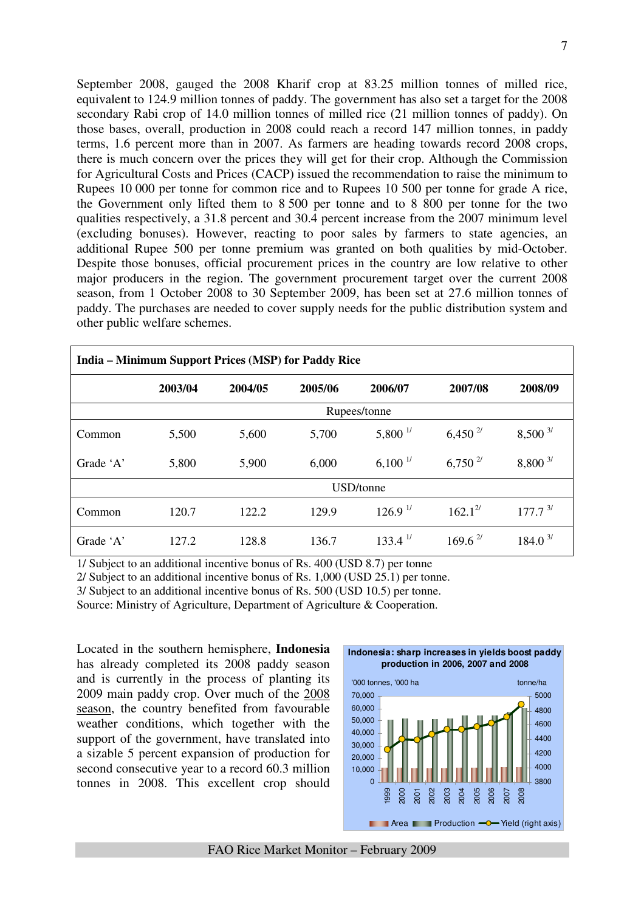September 2008, gauged the 2008 Kharif crop at 83.25 million tonnes of milled rice, equivalent to 124.9 million tonnes of paddy. The government has also set a target for the 2008 secondary Rabi crop of 14.0 million tonnes of milled rice (21 million tonnes of paddy). On those bases, overall, production in 2008 could reach a record 147 million tonnes, in paddy terms, 1.6 percent more than in 2007. As farmers are heading towards record 2008 crops, there is much concern over the prices they will get for their crop. Although the Commission for Agricultural Costs and Prices (CACP) issued the recommendation to raise the minimum to Rupees 10 000 per tonne for common rice and to Rupees 10 500 per tonne for grade A rice, the Government only lifted them to 8 500 per tonne and to 8 800 per tonne for the two qualities respectively, a 31.8 percent and 30.4 percent increase from the 2007 minimum level (excluding bonuses). However, reacting to poor sales by farmers to state agencies, an additional Rupee 500 per tonne premium was granted on both qualities by mid-October. Despite those bonuses, official procurement prices in the country are low relative to other major producers in the region. The government procurement target over the current 2008 season, from 1 October 2008 to 30 September 2009, has been set at 27.6 million tonnes of paddy. The purchases are needed to cover supply needs for the public distribution system and other public welfare schemes.

**India – Minimum Support Prices (MSP) for Paddy Rice**

| | 2003/04 | 2004/05 | 2005/06 | 2006/07 | 2007/08 | 2008/09 |
|---|---|---|---|---|---|---|
| | | | Rupees/tonne | | | |
| Common | 5,500 | 5,600 | 5,700 | 5,800 [1/] | 6,450 [2/] | 8,500 [3/] |
| Grade 'A' | 5,800 | 5,900 | 6,000 | 6,100 [1/] | 6,750 [2/] | 8,800 [3/] |
| | | | USD/tonne | | | |
| Common | 120.7 | 122.2 | 129.9 | 126.9 [1/] | 162.1 [2/] | 177.7 [3/] |
| Grade 'A' | 127.2 | 128.8 | 136.7 | 133.4 [1/] | 169.6 [2/] | 184.0 [3/] |

1/ Subject to an additional incentive bonus of Rs. 400 (USD 8.7) per tonne

2/ Subject to an additional incentive bonus of Rs. 1,000 (USD 25.1) per tonne.

3/ Subject to an additional incentive bonus of Rs. 500 (USD 10.5) per tonne.

Source: Ministry of Agriculture, Department of Agriculture & Cooperation.

Located in the southern hemisphere, **Indonesia** has already completed its 2008 paddy season and is currently in the process of planting its 2009 main paddy crop. Over much of the 2008 season, the country benefited from favourable weather conditions, which together with the support of the government, have translated into a sizable 5 percent expansion of production for second consecutive year to a record 60.3 million tonnes in 2008. This excellent crop should

**Indonesia: sharp increases in yields boost paddy production in 2006, 2007 and 2008**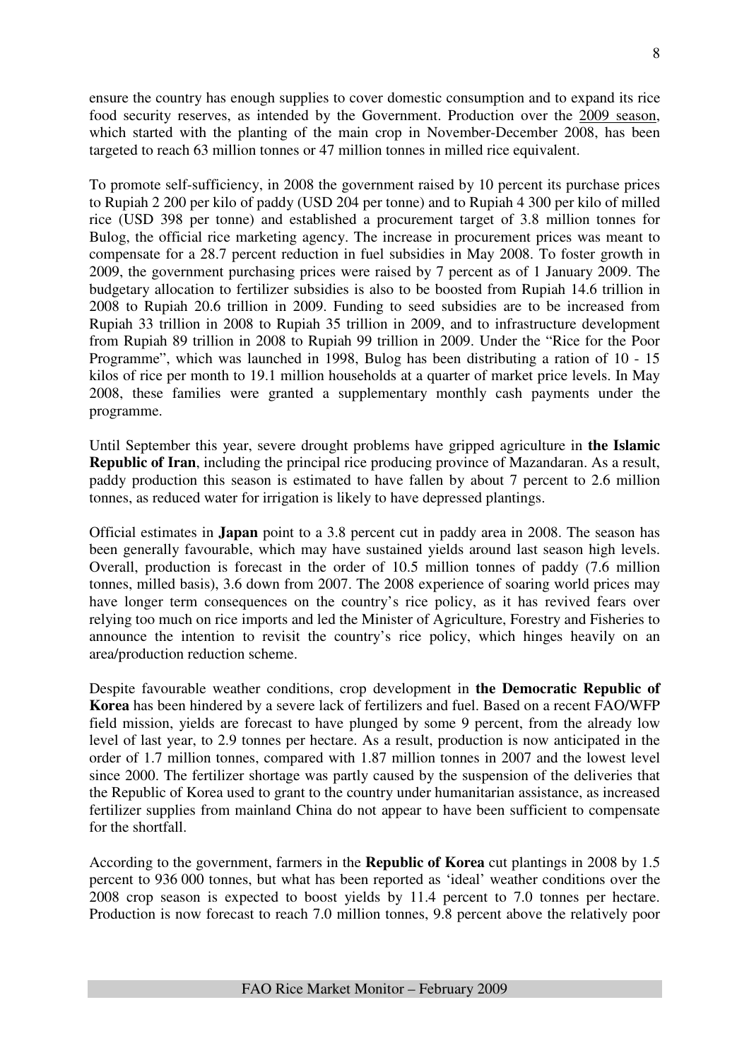ensure the country has enough supplies to cover domestic consumption and to expand its rice food security reserves, as intended by the Government. Production over the 2009 season, which started with the planting of the main crop in November-December 2008, has been targeted to reach 63 million tonnes or 47 million tonnes in milled rice equivalent.

To promote self-sufficiency, in 2008 the government raised by 10 percent its purchase prices to Rupiah 2 200 per kilo of paddy (USD 204 per tonne) and to Rupiah 4 300 per kilo of milled rice (USD 398 per tonne) and established a procurement target of 3.8 million tonnes for Bulog, the official rice marketing agency. The increase in procurement prices was meant to compensate for a 28.7 percent reduction in fuel subsidies in May 2008. To foster growth in 2009, the government purchasing prices were raised by 7 percent as of 1 January 2009. The budgetary allocation to fertilizer subsidies is also to be boosted from Rupiah 14.6 trillion in 2008 to Rupiah 20.6 trillion in 2009. Funding to seed subsidies are to be increased from Rupiah 33 trillion in 2008 to Rupiah 35 trillion in 2009, and to infrastructure development from Rupiah 89 trillion in 2008 to Rupiah 99 trillion in 2009. Under the "Rice for the Poor Programme", which was launched in 1998, Bulog has been distributing a ration of 10 - 15 kilos of rice per month to 19.1 million households at a quarter of market price levels. In May 2008, these families were granted a supplementary monthly cash payments under the programme.

Until September this year, severe drought problems have gripped agriculture in **the Islamic Republic of Iran**, including the principal rice producing province of Mazandaran. As a result, paddy production this season is estimated to have fallen by about 7 percent to 2.6 million tonnes, as reduced water for irrigation is likely to have depressed plantings.

Official estimates in **Japan** point to a 3.8 percent cut in paddy area in 2008. The season has been generally favourable, which may have sustained yields around last season high levels. Overall, production is forecast in the order of 10.5 million tonnes of paddy (7.6 million tonnes, milled basis), 3.6 down from 2007. The 2008 experience of soaring world prices may have longer term consequences on the country's rice policy, as it has revived fears over relying too much on rice imports and led the Minister of Agriculture, Forestry and Fisheries to announce the intention to revisit the country's rice policy, which hinges heavily on an area/production reduction scheme.

Despite favourable weather conditions, crop development in **the Democratic Republic of Korea** has been hindered by a severe lack of fertilizers and fuel. Based on a recent FAO/WFP field mission, yields are forecast to have plunged by some 9 percent, from the already low level of last year, to 2.9 tonnes per hectare. As a result, production is now anticipated in the order of 1.7 million tonnes, compared with 1.87 million tonnes in 2007 and the lowest level since 2000. The fertilizer shortage was partly caused by the suspension of the deliveries that the Republic of Korea used to grant to the country under humanitarian assistance, as increased fertilizer supplies from mainland China do not appear to have been sufficient to compensate for the shortfall.

According to the government, farmers in the **Republic of Korea** cut plantings in 2008 by 1.5 percent to 936 000 tonnes, but what has been reported as 'ideal' weather conditions over the 2008 crop season is expected to boost yields by 11.4 percent to 7.0 tonnes per hectare. Production is now forecast to reach 7.0 million tonnes, 9.8 percent above the relatively poor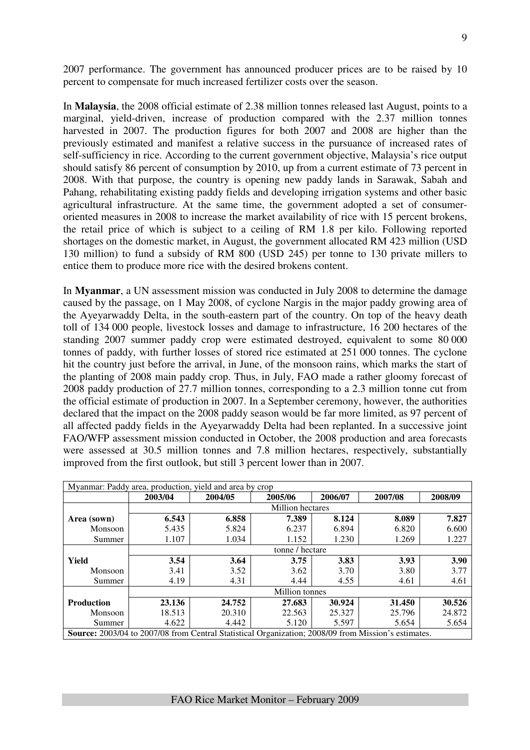2007 performance. The government has announced producer prices are to be raised by 10 percent to compensate for much increased fertilizer costs over the season.

In **Malaysia**, the 2008 official estimate of 2.38 million tonnes released last August, points to a marginal, yield-driven, increase of production compared with the 2.37 million tonnes harvested in 2007. The production figures for both 2007 and 2008 are higher than the previously estimated and manifest a relative success in the pursuance of increased rates of self-sufficiency in rice. According to the current government objective, Malaysia's rice output should satisfy 86 percent of consumption by 2010, up from a current estimate of 73 percent in 2008. With that purpose, the country is opening new paddy lands in Sarawak, Sabah and Pahang, rehabilitating existing paddy fields and developing irrigation systems and other basic agricultural infrastructure. At the same time, the government adopted a set of consumer-oriented measures in 2008 to increase the market availability of rice with 15 percent brokens, the retail price of which is subject to a ceiling of RM 1.8 per kilo. Following reported shortages on the domestic market, in August, the government allocated RM 423 million (USD 130 million) to fund a subsidy of RM 800 (USD 245) per tonne to 130 private millers to entice them to produce more rice with the desired brokens content.

In **Myanmar**, a UN assessment mission was conducted in July 2008 to determine the damage caused by the passage, on 1 May 2008, of cyclone Nargis in the major paddy growing area of the Ayeyarwaddy Delta, in the south-eastern part of the country. On top of the heavy death toll of 134 000 people, livestock losses and damage to infrastructure, 16 200 hectares of the standing 2007 summer paddy crop were estimated destroyed, equivalent to some 80 000 tonnes of paddy, with further losses of stored rice estimated at 251 000 tonnes. The cyclone hit the country just before the arrival, in June, of the monsoon rains, which marks the start of the planting of 2008 main paddy crop. Thus, in July, FAO made a rather gloomy forecast of 2008 paddy production of 27.7 million tonnes, corresponding to a 2.3 million tonne cut from the official estimate of production in 2007. In a September ceremony, however, the authorities declared that the impact on the 2008 paddy season would be far more limited, as 97 percent of all affected paddy fields in the Ayeyarwaddy Delta had been replanted. In a successive joint FAO/WFP assessment mission conducted in October, the 2008 production and area forecasts were assessed at 30.5 million tonnes and 7.8 million hectares, respectively, substantially improved from the first outlook, but still 3 percent lower than in 2007.

| Myanmar: Paddy area, production, yield and area by crop | | | | | | |
|---|---|---|---|---|---|---|
| | **2003/04** | **2004/05** | **2005/06** | **2006/07** | **2007/08** | **2008/09** |
| | Million hectares | | | | | |
| **Area (sown)** | **6.543** | **6.858** | **7.389** | **8.124** | **8.089** | **7.827** |
| Monsoon | 5.435 | 5.824 | 6.237 | 6.894 | 6.820 | 6.600 |
| Summer | 1.107 | 1.034 | 1.152 | 1.230 | 1.269 | 1.227 |
| | tonne / hectare | | | | | |
| **Yield** | **3.54** | **3.64** | **3.75** | **3.83** | **3.93** | **3.90** |
| Monsoon | 3.41 | 3.52 | 3.62 | 3.70 | 3.80 | 3.77 |
| Summer | 4.19 | 4.31 | 4.44 | 4.55 | 4.61 | 4.61 |
| | Million tonnes | | | | | |
| **Production** | **23.136** | **24.752** | **27.683** | **30.924** | **31.450** | **30.526** |
| Monsoon | 18.513 | 20.310 | 22.563 | 25.327 | 25.796 | 24.872 |
| Summer | 4.622 | 4.442 | 5.120 | 5.597 | 5.654 | 5.654 |

**Source:** 2003/04 to 2007/08 from Central Statistical Organization; 2008/09 from Mission's estimates.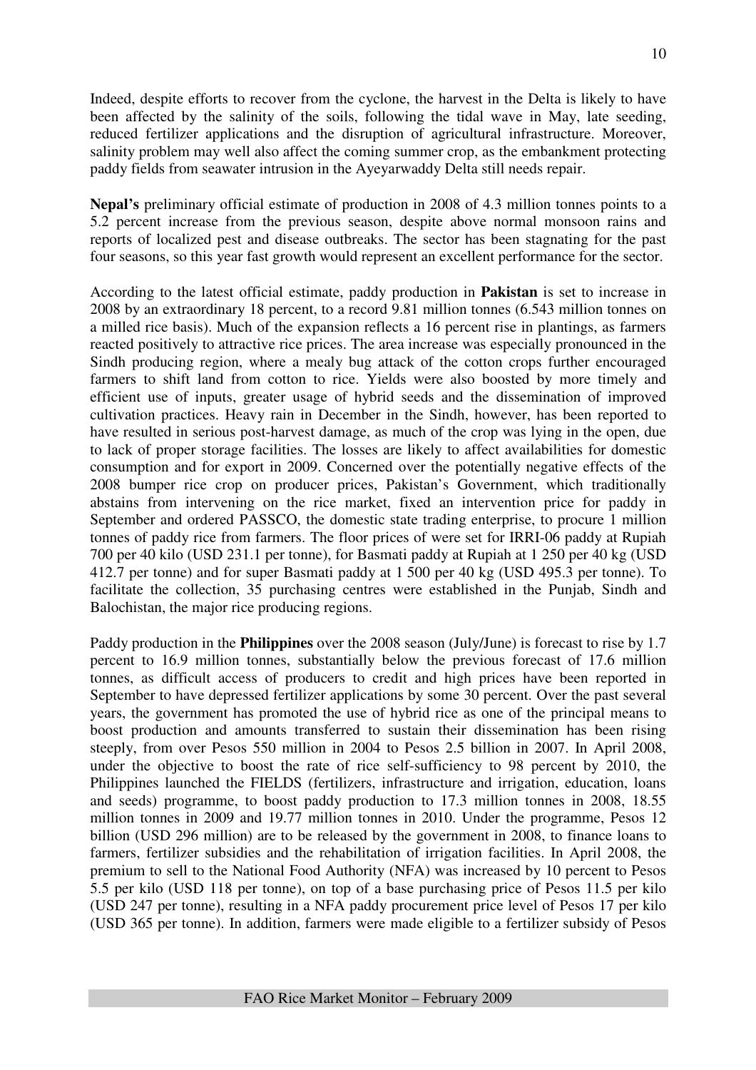Indeed, despite efforts to recover from the cyclone, the harvest in the Delta is likely to have been affected by the salinity of the soils, following the tidal wave in May, late seeding, reduced fertilizer applications and the disruption of agricultural infrastructure. Moreover, salinity problem may well also affect the coming summer crop, as the embankment protecting paddy fields from seawater intrusion in the Ayeyarwaddy Delta still needs repair.

**Nepal's** preliminary official estimate of production in 2008 of 4.3 million tonnes points to a 5.2 percent increase from the previous season, despite above normal monsoon rains and reports of localized pest and disease outbreaks. The sector has been stagnating for the past four seasons, so this year fast growth would represent an excellent performance for the sector.

According to the latest official estimate, paddy production in **Pakistan** is set to increase in 2008 by an extraordinary 18 percent, to a record 9.81 million tonnes (6.543 million tonnes on a milled rice basis). Much of the expansion reflects a 16 percent rise in plantings, as farmers reacted positively to attractive rice prices. The area increase was especially pronounced in the Sindh producing region, where a mealy bug attack of the cotton crops further encouraged farmers to shift land from cotton to rice. Yields were also boosted by more timely and efficient use of inputs, greater usage of hybrid seeds and the dissemination of improved cultivation practices. Heavy rain in December in the Sindh, however, has been reported to have resulted in serious post-harvest damage, as much of the crop was lying in the open, due to lack of proper storage facilities. The losses are likely to affect availabilities for domestic consumption and for export in 2009. Concerned over the potentially negative effects of the 2008 bumper rice crop on producer prices, Pakistan's Government, which traditionally abstains from intervening on the rice market, fixed an intervention price for paddy in September and ordered PASSCO, the domestic state trading enterprise, to procure 1 million tonnes of paddy rice from farmers. The floor prices of were set for IRRI-06 paddy at Rupiah 700 per 40 kilo (USD 231.1 per tonne), for Basmati paddy at Rupiah at 1 250 per 40 kg (USD 412.7 per tonne) and for super Basmati paddy at 1 500 per 40 kg (USD 495.3 per tonne). To facilitate the collection, 35 purchasing centres were established in the Punjab, Sindh and Balochistan, the major rice producing regions.

Paddy production in the **Philippines** over the 2008 season (July/June) is forecast to rise by 1.7 percent to 16.9 million tonnes, substantially below the previous forecast of 17.6 million tonnes, as difficult access of producers to credit and high prices have been reported in September to have depressed fertilizer applications by some 30 percent. Over the past several years, the government has promoted the use of hybrid rice as one of the principal means to boost production and amounts transferred to sustain their dissemination has been rising steeply, from over Pesos 550 million in 2004 to Pesos 2.5 billion in 2007. In April 2008, under the objective to boost the rate of rice self-sufficiency to 98 percent by 2010, the Philippines launched the FIELDS (fertilizers, infrastructure and irrigation, education, loans and seeds) programme, to boost paddy production to 17.3 million tonnes in 2008, 18.55 million tonnes in 2009 and 19.77 million tonnes in 2010. Under the programme, Pesos 12 billion (USD 296 million) are to be released by the government in 2008, to finance loans to farmers, fertilizer subsidies and the rehabilitation of irrigation facilities. In April 2008, the premium to sell to the National Food Authority (NFA) was increased by 10 percent to Pesos 5.5 per kilo (USD 118 per tonne), on top of a base purchasing price of Pesos 11.5 per kilo (USD 247 per tonne), resulting in a NFA paddy procurement price level of Pesos 17 per kilo (USD 365 per tonne). In addition, farmers were made eligible to a fertilizer subsidy of Pesos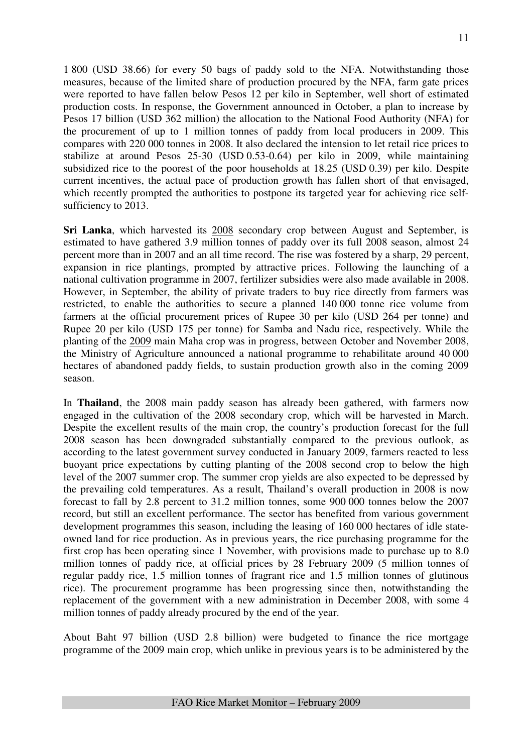1 800 (USD 38.66) for every 50 bags of paddy sold to the NFA. Notwithstanding those measures, because of the limited share of production procured by the NFA, farm gate prices were reported to have fallen below Pesos 12 per kilo in September, well short of estimated production costs. In response, the Government announced in October, a plan to increase by Pesos 17 billion (USD 362 million) the allocation to the National Food Authority (NFA) for the procurement of up to 1 million tonnes of paddy from local producers in 2009. This compares with 220 000 tonnes in 2008. It also declared the intension to let retail rice prices to stabilize at around Pesos 25-30 (USD 0.53-0.64) per kilo in 2009, while maintaining subsidized rice to the poorest of the poor households at 18.25 (USD 0.39) per kilo. Despite current incentives, the actual pace of production growth has fallen short of that envisaged, which recently prompted the authorities to postpone its targeted year for achieving rice self-sufficiency to 2013.

**Sri Lanka**, which harvested its <u>2008</u> secondary crop between August and September, is estimated to have gathered 3.9 million tonnes of paddy over its full 2008 season, almost 24 percent more than in 2007 and an all time record. The rise was fostered by a sharp, 29 percent, expansion in rice plantings, prompted by attractive prices. Following the launching of a national cultivation programme in 2007, fertilizer subsidies were also made available in 2008. However, in September, the ability of private traders to buy rice directly from farmers was restricted, to enable the authorities to secure a planned 140 000 tonne rice volume from farmers at the official procurement prices of Rupee 30 per kilo (USD 264 per tonne) and Rupee 20 per kilo (USD 175 per tonne) for Samba and Nadu rice, respectively. While the planting of the <u>2009</u> main Maha crop was in progress, between October and November 2008, the Ministry of Agriculture announced a national programme to rehabilitate around 40 000 hectares of abandoned paddy fields, to sustain production growth also in the coming 2009 season.

In **Thailand**, the 2008 main paddy season has already been gathered, with farmers now engaged in the cultivation of the 2008 secondary crop, which will be harvested in March. Despite the excellent results of the main crop, the country's production forecast for the full 2008 season has been downgraded substantially compared to the previous outlook, as according to the latest government survey conducted in January 2009, farmers reacted to less buoyant price expectations by cutting planting of the 2008 second crop to below the high level of the 2007 summer crop. The summer crop yields are also expected to be depressed by the prevailing cold temperatures. As a result, Thailand's overall production in 2008 is now forecast to fall by 2.8 percent to 31.2 million tonnes, some 900 000 tonnes below the 2007 record, but still an excellent performance. The sector has benefited from various government development programmes this season, including the leasing of 160 000 hectares of idle state-owned land for rice production. As in previous years, the rice purchasing programme for the first crop has been operating since 1 November, with provisions made to purchase up to 8.0 million tonnes of paddy rice, at official prices by 28 February 2009 (5 million tonnes of regular paddy rice, 1.5 million tonnes of fragrant rice and 1.5 million tonnes of glutinous rice). The procurement programme has been progressing since then, notwithstanding the replacement of the government with a new administration in December 2008, with some 4 million tonnes of paddy already procured by the end of the year.

About Baht 97 billion (USD 2.8 billion) were budgeted to finance the rice mortgage programme of the 2009 main crop, which unlike in previous years is to be administered by the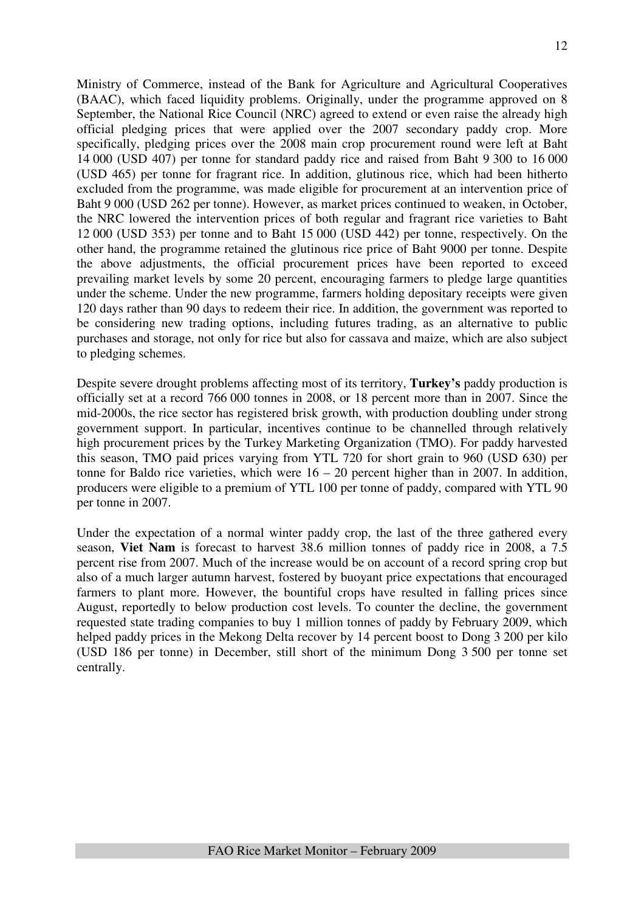Ministry of Commerce, instead of the Bank for Agriculture and Agricultural Cooperatives (BAAC), which faced liquidity problems. Originally, under the programme approved on 8 September, the National Rice Council (NRC) agreed to extend or even raise the already high official pledging prices that were applied over the 2007 secondary paddy crop. More specifically, pledging prices over the 2008 main crop procurement round were left at Baht 14 000 (USD 407) per tonne for standard paddy rice and raised from Baht 9 300 to 16 000 (USD 465) per tonne for fragrant rice. In addition, glutinous rice, which had been hitherto excluded from the programme, was made eligible for procurement at an intervention price of Baht 9 000 (USD 262 per tonne). However, as market prices continued to weaken, in October, the NRC lowered the intervention prices of both regular and fragrant rice varieties to Baht 12 000 (USD 353) per tonne and to Baht 15 000 (USD 442) per tonne, respectively. On the other hand, the programme retained the glutinous rice price of Baht 9000 per tonne. Despite the above adjustments, the official procurement prices have been reported to exceed prevailing market levels by some 20 percent, encouraging farmers to pledge large quantities under the scheme. Under the new programme, farmers holding depositary receipts were given 120 days rather than 90 days to redeem their rice. In addition, the government was reported to be considering new trading options, including futures trading, as an alternative to public purchases and storage, not only for rice but also for cassava and maize, which are also subject to pledging schemes.

Despite severe drought problems affecting most of its territory, **Turkey's** paddy production is officially set at a record 766 000 tonnes in 2008, or 18 percent more than in 2007. Since the mid-2000s, the rice sector has registered brisk growth, with production doubling under strong government support. In particular, incentives continue to be channelled through relatively high procurement prices by the Turkey Marketing Organization (TMO). For paddy harvested this season, TMO paid prices varying from YTL 720 for short grain to 960 (USD 630) per tonne for Baldo rice varieties, which were 16 – 20 percent higher than in 2007. In addition, producers were eligible to a premium of YTL 100 per tonne of paddy, compared with YTL 90 per tonne in 2007.

Under the expectation of a normal winter paddy crop, the last of the three gathered every season, **Viet Nam** is forecast to harvest 38.6 million tonnes of paddy rice in 2008, a 7.5 percent rise from 2007. Much of the increase would be on account of a record spring crop but also of a much larger autumn harvest, fostered by buoyant price expectations that encouraged farmers to plant more. However, the bountiful crops have resulted in falling prices since August, reportedly to below production cost levels. To counter the decline, the government requested state trading companies to buy 1 million tonnes of paddy by February 2009, which helped paddy prices in the Mekong Delta recover by 14 percent boost to Dong 3 200 per kilo (USD 186 per tonne) in December, still short of the minimum Dong 3 500 per tonne set centrally.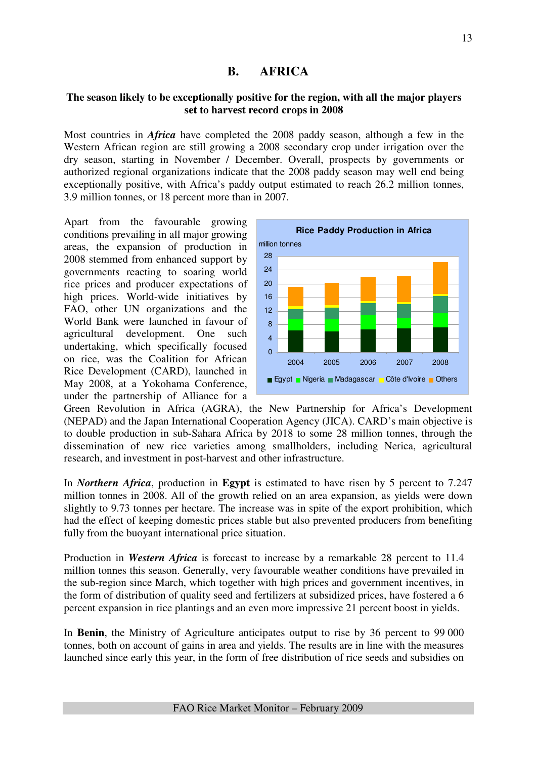## B. AFRICA

**The season likely to be exceptionally positive for the region, with all the major players set to harvest record crops in 2008**

Most countries in ***Africa*** have completed the 2008 paddy season, although a few in the Western African region are still growing a 2008 secondary crop under irrigation over the dry season, starting in November / December. Overall, prospects by governments or authorized regional organizations indicate that the 2008 paddy season may well end being exceptionally positive, with Africa's paddy output estimated to reach 26.2 million tonnes, 3.9 million tonnes, or 18 percent more than in 2007.

Apart from the favourable growing conditions prevailing in all major growing areas, the expansion of production in 2008 stemmed from enhanced support by governments reacting to soaring world rice prices and producer expectations of high prices. World-wide initiatives by FAO, other UN organizations and the World Bank were launched in favour of agricultural development. One such undertaking, which specifically focused on rice, was the Coalition for African Rice Development (CARD), launched in May 2008, at a Yokohama Conference, under the partnership of Alliance for a Green Revolution in Africa (AGRA), the New Partnership for Africa's Development (NEPAD) and the Japan International Cooperation Agency (JICA). CARD's main objective is to double production in sub-Sahara Africa by 2018 to some 28 million tonnes, through the dissemination of new rice varieties among smallholders, including Nerica, agricultural research, and investment in post-harvest and other infrastructure.

**Rice Paddy Production in Africa**

million tonnes

Legend: Egypt, Nigeria, Madagascar, Côte d'Ivoire, Others (2004–2008)

In ***Northern Africa***, production in **Egypt** is estimated to have risen by 5 percent to 7.247 million tonnes in 2008. All of the growth relied on an area expansion, as yields were down slightly to 9.73 tonnes per hectare. The increase was in spite of the export prohibition, which had the effect of keeping domestic prices stable but also prevented producers from benefiting fully from the buoyant international price situation.

Production in ***Western Africa*** is forecast to increase by a remarkable 28 percent to 11.4 million tonnes this season. Generally, very favourable weather conditions have prevailed in the sub-region since March, which together with high prices and government incentives, in the form of distribution of quality seed and fertilizers at subsidized prices, have fostered a 6 percent expansion in rice plantings and an even more impressive 21 percent boost in yields.

In **Benin**, the Ministry of Agriculture anticipates output to rise by 36 percent to 99 000 tonnes, both on account of gains in area and yields. The results are in line with the measures launched since early this year, in the form of free distribution of rice seeds and subsidies on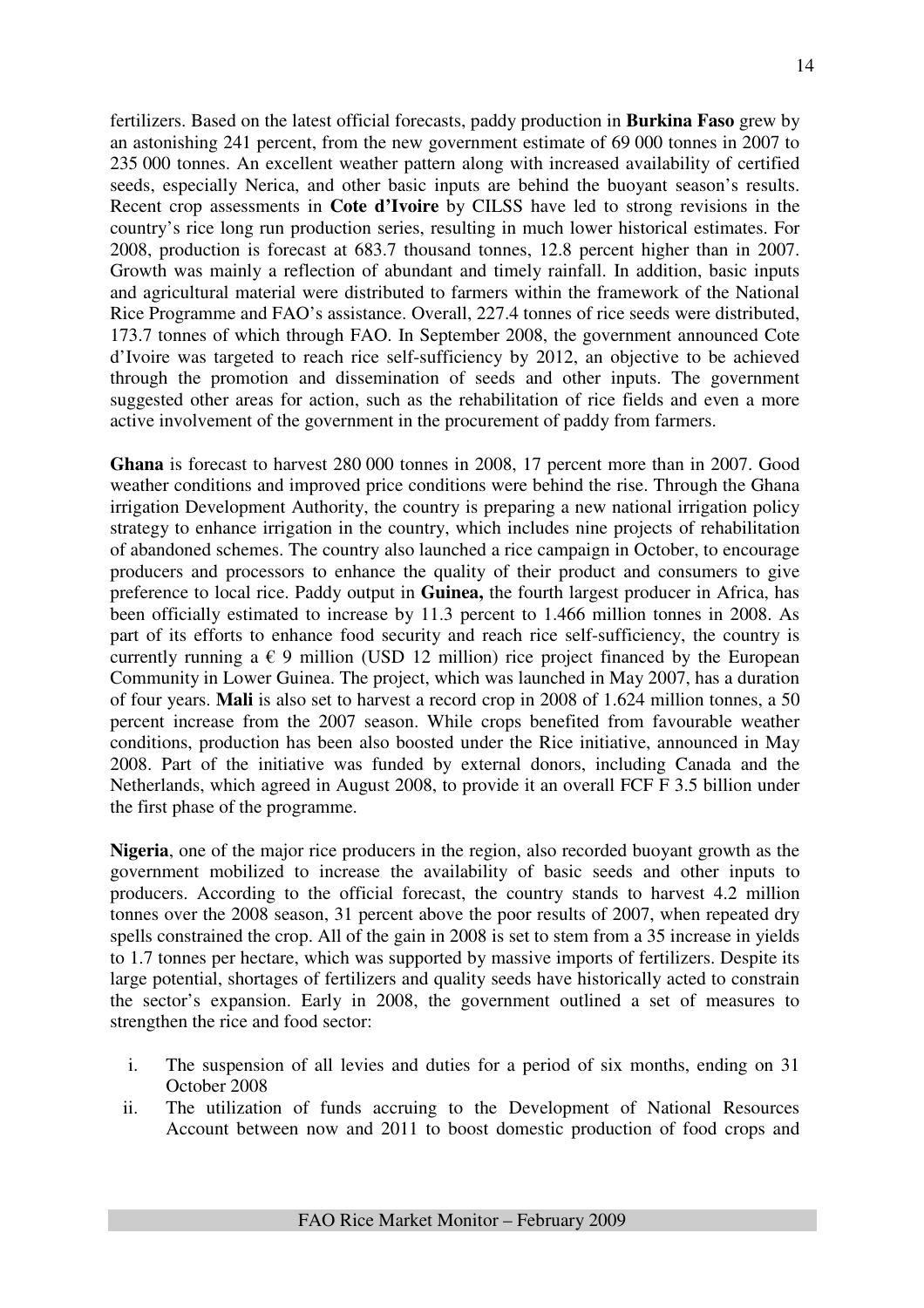fertilizers. Based on the latest official forecasts, paddy production in **Burkina Faso** grew by an astonishing 241 percent, from the new government estimate of 69 000 tonnes in 2007 to 235 000 tonnes. An excellent weather pattern along with increased availability of certified seeds, especially Nerica, and other basic inputs are behind the buoyant season's results. Recent crop assessments in **Cote d'Ivoire** by CILSS have led to strong revisions in the country's rice long run production series, resulting in much lower historical estimates. For 2008, production is forecast at 683.7 thousand tonnes, 12.8 percent higher than in 2007. Growth was mainly a reflection of abundant and timely rainfall. In addition, basic inputs and agricultural material were distributed to farmers within the framework of the National Rice Programme and FAO's assistance. Overall, 227.4 tonnes of rice seeds were distributed, 173.7 tonnes of which through FAO. In September 2008, the government announced Cote d'Ivoire was targeted to reach rice self-sufficiency by 2012, an objective to be achieved through the promotion and dissemination of seeds and other inputs. The government suggested other areas for action, such as the rehabilitation of rice fields and even a more active involvement of the government in the procurement of paddy from farmers.

**Ghana** is forecast to harvest 280 000 tonnes in 2008, 17 percent more than in 2007. Good weather conditions and improved price conditions were behind the rise. Through the Ghana irrigation Development Authority, the country is preparing a new national irrigation policy strategy to enhance irrigation in the country, which includes nine projects of rehabilitation of abandoned schemes. The country also launched a rice campaign in October, to encourage producers and processors to enhance the quality of their product and consumers to give preference to local rice. Paddy output in **Guinea,** the fourth largest producer in Africa, has been officially estimated to increase by 11.3 percent to 1.466 million tonnes in 2008. As part of its efforts to enhance food security and reach rice self-sufficiency, the country is currently running a € 9 million (USD 12 million) rice project financed by the European Community in Lower Guinea. The project, which was launched in May 2007, has a duration of four years. **Mali** is also set to harvest a record crop in 2008 of 1.624 million tonnes, a 50 percent increase from the 2007 season. While crops benefited from favourable weather conditions, production has been also boosted under the Rice initiative, announced in May 2008. Part of the initiative was funded by external donors, including Canada and the Netherlands, which agreed in August 2008, to provide it an overall FCF F 3.5 billion under the first phase of the programme.

**Nigeria**, one of the major rice producers in the region, also recorded buoyant growth as the government mobilized to increase the availability of basic seeds and other inputs to producers. According to the official forecast, the country stands to harvest 4.2 million tonnes over the 2008 season, 31 percent above the poor results of 2007, when repeated dry spells constrained the crop. All of the gain in 2008 is set to stem from a 35 increase in yields to 1.7 tonnes per hectare, which was supported by massive imports of fertilizers. Despite its large potential, shortages of fertilizers and quality seeds have historically acted to constrain the sector's expansion. Early in 2008, the government outlined a set of measures to strengthen the rice and food sector:

i. The suspension of all levies and duties for a period of six months, ending on 31 October 2008
ii. The utilization of funds accruing to the Development of National Resources Account between now and 2011 to boost domestic production of food crops and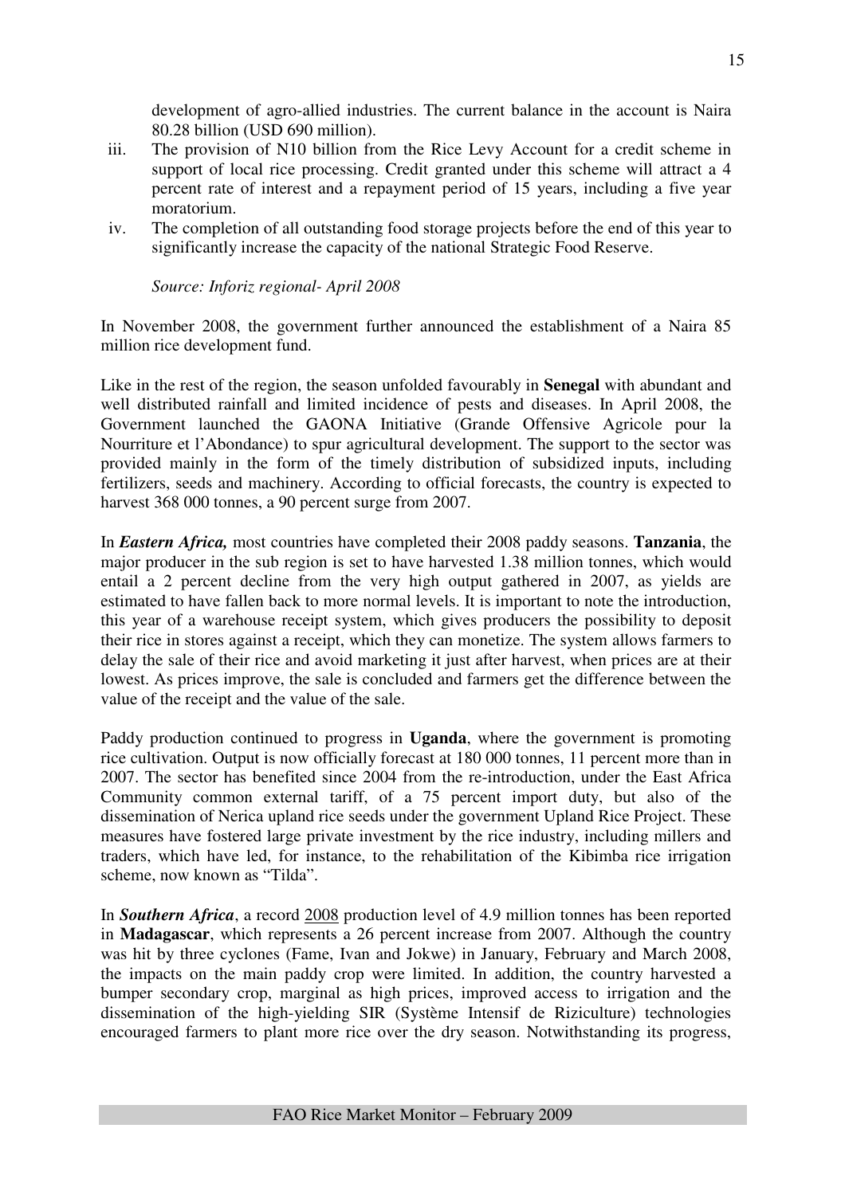development of agro-allied industries. The current balance in the account is Naira 80.28 billion (USD 690 million).

iii. The provision of N10 billion from the Rice Levy Account for a credit scheme in support of local rice processing. Credit granted under this scheme will attract a 4 percent rate of interest and a repayment period of 15 years, including a five year moratorium.

iv. The completion of all outstanding food storage projects before the end of this year to significantly increase the capacity of the national Strategic Food Reserve.

*Source: Inforiz regional- April 2008*

In November 2008, the government further announced the establishment of a Naira 85 million rice development fund.

Like in the rest of the region, the season unfolded favourably in **Senegal** with abundant and well distributed rainfall and limited incidence of pests and diseases. In April 2008, the Government launched the GAONA Initiative (Grande Offensive Agricole pour la Nourriture et l'Abondance) to spur agricultural development. The support to the sector was provided mainly in the form of the timely distribution of subsidized inputs, including fertilizers, seeds and machinery. According to official forecasts, the country is expected to harvest 368 000 tonnes, a 90 percent surge from 2007.

In ***Eastern Africa,*** most countries have completed their 2008 paddy seasons. **Tanzania**, the major producer in the sub region is set to have harvested 1.38 million tonnes, which would entail a 2 percent decline from the very high output gathered in 2007, as yields are estimated to have fallen back to more normal levels. It is important to note the introduction, this year of a warehouse receipt system, which gives producers the possibility to deposit their rice in stores against a receipt, which they can monetize. The system allows farmers to delay the sale of their rice and avoid marketing it just after harvest, when prices are at their lowest. As prices improve, the sale is concluded and farmers get the difference between the value of the receipt and the value of the sale.

Paddy production continued to progress in **Uganda**, where the government is promoting rice cultivation. Output is now officially forecast at 180 000 tonnes, 11 percent more than in 2007. The sector has benefited since 2004 from the re-introduction, under the East Africa Community common external tariff, of a 75 percent import duty, but also of the dissemination of Nerica upland rice seeds under the government Upland Rice Project. These measures have fostered large private investment by the rice industry, including millers and traders, which have led, for instance, to the rehabilitation of the Kibimba rice irrigation scheme, now known as "Tilda".

In ***Southern Africa***, a record 2008 production level of 4.9 million tonnes has been reported in **Madagascar**, which represents a 26 percent increase from 2007. Although the country was hit by three cyclones (Fame, Ivan and Jokwe) in January, February and March 2008, the impacts on the main paddy crop were limited. In addition, the country harvested a bumper secondary crop, marginal as high prices, improved access to irrigation and the dissemination of the high-yielding SIR (Système Intensif de Riziculture) technologies encouraged farmers to plant more rice over the dry season. Notwithstanding its progress,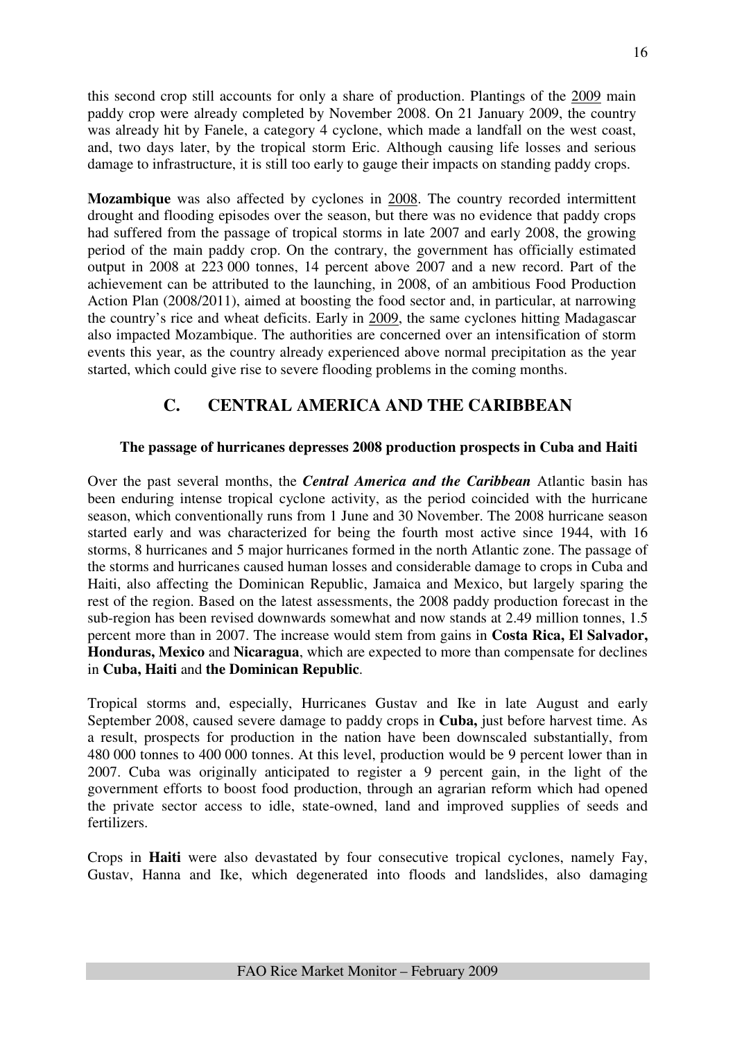this second crop still accounts for only a share of production. Plantings of the 2009 main paddy crop were already completed by November 2008. On 21 January 2009, the country was already hit by Fanele, a category 4 cyclone, which made a landfall on the west coast, and, two days later, by the tropical storm Eric. Although causing life losses and serious damage to infrastructure, it is still too early to gauge their impacts on standing paddy crops.

**Mozambique** was also affected by cyclones in 2008. The country recorded intermittent drought and flooding episodes over the season, but there was no evidence that paddy crops had suffered from the passage of tropical storms in late 2007 and early 2008, the growing period of the main paddy crop. On the contrary, the government has officially estimated output in 2008 at 223 000 tonnes, 14 percent above 2007 and a new record. Part of the achievement can be attributed to the launching, in 2008, of an ambitious Food Production Action Plan (2008/2011), aimed at boosting the food sector and, in particular, at narrowing the country's rice and wheat deficits. Early in 2009, the same cyclones hitting Madagascar also impacted Mozambique. The authorities are concerned over an intensification of storm events this year, as the country already experienced above normal precipitation as the year started, which could give rise to severe flooding problems in the coming months.

## C. CENTRAL AMERICA AND THE CARIBBEAN

### The passage of hurricanes depresses 2008 production prospects in Cuba and Haiti

Over the past several months, the ***Central America and the Caribbean*** Atlantic basin has been enduring intense tropical cyclone activity, as the period coincided with the hurricane season, which conventionally runs from 1 June and 30 November. The 2008 hurricane season started early and was characterized for being the fourth most active since 1944, with 16 storms, 8 hurricanes and 5 major hurricanes formed in the north Atlantic zone. The passage of the storms and hurricanes caused human losses and considerable damage to crops in Cuba and Haiti, also affecting the Dominican Republic, Jamaica and Mexico, but largely sparing the rest of the region. Based on the latest assessments, the 2008 paddy production forecast in the sub-region has been revised downwards somewhat and now stands at 2.49 million tonnes, 1.5 percent more than in 2007. The increase would stem from gains in **Costa Rica, El Salvador, Honduras, Mexico** and **Nicaragua**, which are expected to more than compensate for declines in **Cuba, Haiti** and **the Dominican Republic**.

Tropical storms and, especially, Hurricanes Gustav and Ike in late August and early September 2008, caused severe damage to paddy crops in **Cuba,** just before harvest time. As a result, prospects for production in the nation have been downscaled substantially, from 480 000 tonnes to 400 000 tonnes. At this level, production would be 9 percent lower than in 2007. Cuba was originally anticipated to register a 9 percent gain, in the light of the government efforts to boost food production, through an agrarian reform which had opened the private sector access to idle, state-owned, land and improved supplies of seeds and fertilizers.

Crops in **Haiti** were also devastated by four consecutive tropical cyclones, namely Fay, Gustav, Hanna and Ike, which degenerated into floods and landslides, also damaging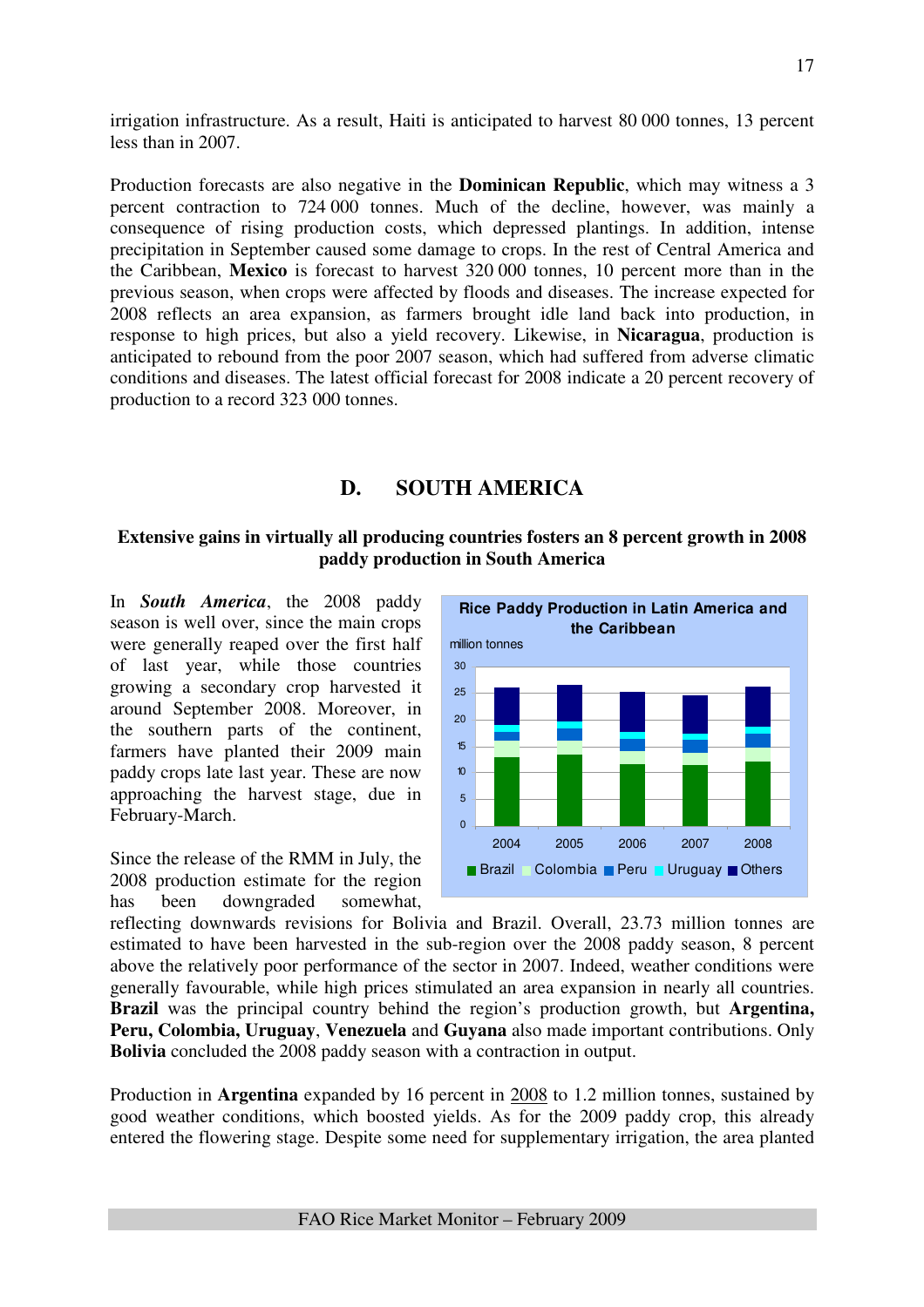irrigation infrastructure. As a result, Haiti is anticipated to harvest 80 000 tonnes, 13 percent less than in 2007.

Production forecasts are also negative in the **Dominican Republic**, which may witness a 3 percent contraction to 724 000 tonnes. Much of the decline, however, was mainly a consequence of rising production costs, which depressed plantings. In addition, intense precipitation in September caused some damage to crops. In the rest of Central America and the Caribbean, **Mexico** is forecast to harvest 320 000 tonnes, 10 percent more than in the previous season, when crops were affected by floods and diseases. The increase expected for 2008 reflects an area expansion, as farmers brought idle land back into production, in response to high prices, but also a yield recovery. Likewise, in **Nicaragua**, production is anticipated to rebound from the poor 2007 season, which had suffered from adverse climatic conditions and diseases. The latest official forecast for 2008 indicate a 20 percent recovery of production to a record 323 000 tonnes.

## D. SOUTH AMERICA

### Extensive gains in virtually all producing countries fosters an 8 percent growth in 2008 paddy production in South America

In ***South America***, the 2008 paddy season is well over, since the main crops were generally reaped over the first half of last year, while those countries growing a secondary crop harvested it around September 2008. Moreover, in the southern parts of the continent, farmers have planted their 2009 main paddy crops late last year. These are now approaching the harvest stage, due in February-March.

**Rice Paddy Production in Latin America and the Caribbean**

million tonnes

Since the release of the RMM in July, the 2008 production estimate for the region has been downgraded somewhat, reflecting downwards revisions for Bolivia and Brazil. Overall, 23.73 million tonnes are estimated to have been harvested in the sub-region over the 2008 paddy season, 8 percent above the relatively poor performance of the sector in 2007. Indeed, weather conditions were generally favourable, while high prices stimulated an area expansion in nearly all countries. **Brazil** was the principal country behind the region's production growth, but **Argentina, Peru, Colombia, Uruguay**, **Venezuela** and **Guyana** also made important contributions. Only **Bolivia** concluded the 2008 paddy season with a contraction in output.

Production in **Argentina** expanded by 16 percent in 2008 to 1.2 million tonnes, sustained by good weather conditions, which boosted yields. As for the 2009 paddy crop, this already entered the flowering stage. Despite some need for supplementary irrigation, the area planted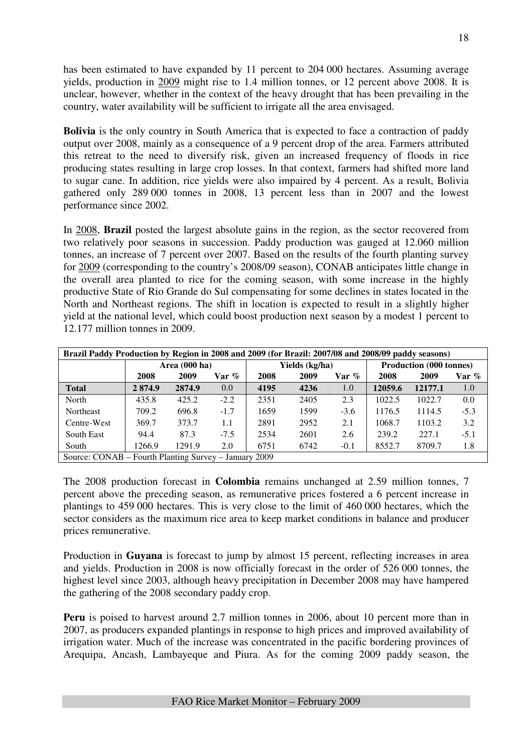has been estimated to have expanded by 11 percent to 204 000 hectares. Assuming average yields, production in 2009 might rise to 1.4 million tonnes, or 12 percent above 2008. It is unclear, however, whether in the context of the heavy drought that has been prevailing in the country, water availability will be sufficient to irrigate all the area envisaged.

**Bolivia** is the only country in South America that is expected to face a contraction of paddy output over 2008, mainly as a consequence of a 9 percent drop of the area. Farmers attributed this retreat to the need to diversify risk, given an increased frequency of floods in rice producing states resulting in large crop losses. In that context, farmers had shifted more land to sugar cane. In addition, rice yields were also impaired by 4 percent. As a result, Bolivia gathered only 289 000 tonnes in 2008, 13 percent less than in 2007 and the lowest performance since 2002.

In 2008, **Brazil** posted the largest absolute gains in the region, as the sector recovered from two relatively poor seasons in succession. Paddy production was gauged at 12.060 million tonnes, an increase of 7 percent over 2007. Based on the results of the fourth planting survey for 2009 (corresponding to the country's 2008/09 season), CONAB anticipates little change in the overall area planted to rice for the coming season, with some increase in the highly productive State of Rio Grande do Sul compensating for some declines in states located in the North and Northeast regions. The shift in location is expected to result in a slightly higher yield at the national level, which could boost production next season by a modest 1 percent to 12.177 million tonnes in 2009.

**Brazil Paddy Production by Region in 2008 and 2009 (for Brazil: 2007/08 and 2008/09 paddy seasons)**

| | Area (000 ha) | | | Yields (kg/ha) | | | Production (000 tonnes) | | |
|---|---|---|---|---|---|---|---|---|---|
| | 2008 | 2009 | Var % | 2008 | 2009 | Var % | 2008 | 2009 | Var % |
| **Total** | **2 874.9** | **2874.9** | 0.0 | **4195** | **4236** | 1.0 | **12059.6** | **12177.1** | 1.0 |
| North | 435.8 | 425.2 | -2.2 | 2351 | 2405 | 2.3 | 1022.5 | 1022.7 | 0.0 |
| Northeast | 709.2 | 696.8 | -1.7 | 1659 | 1599 | -3.6 | 1176.5 | 1114.5 | -5.3 |
| Centre-West | 369.7 | 373.7 | 1.1 | 2891 | 2952 | 2.1 | 1068.7 | 1103.2 | 3.2 |
| South East | 94.4 | 87.3 | -7.5 | 2534 | 2601 | 2.6 | 239.2 | 227.1 | -5.1 |
| South | 1266.9 | 1291.9 | 2.0 | 6751 | 6742 | -0.1 | 8552.7 | 8709.7 | 1.8 |

Source: CONAB – Fourth Planting Survey – January 2009

The 2008 production forecast in **Colombia** remains unchanged at 2.59 million tonnes, 7 percent above the preceding season, as remunerative prices fostered a 6 percent increase in plantings to 459 000 hectares. This is very close to the limit of 460 000 hectares, which the sector considers as the maximum rice area to keep market conditions in balance and producer prices remunerative.

Production in **Guyana** is forecast to jump by almost 15 percent, reflecting increases in area and yields. Production in 2008 is now officially forecast in the order of 526 000 tonnes, the highest level since 2003, although heavy precipitation in December 2008 may have hampered the gathering of the 2008 secondary paddy crop.

**Peru** is poised to harvest around 2.7 million tonnes in 2006, about 10 percent more than in 2007, as producers expanded plantings in response to high prices and improved availability of irrigation water. Much of the increase was concentrated in the pacific bordering provinces of Arequipa, Ancash, Lambayeque and Piura. As for the coming 2009 paddy season, the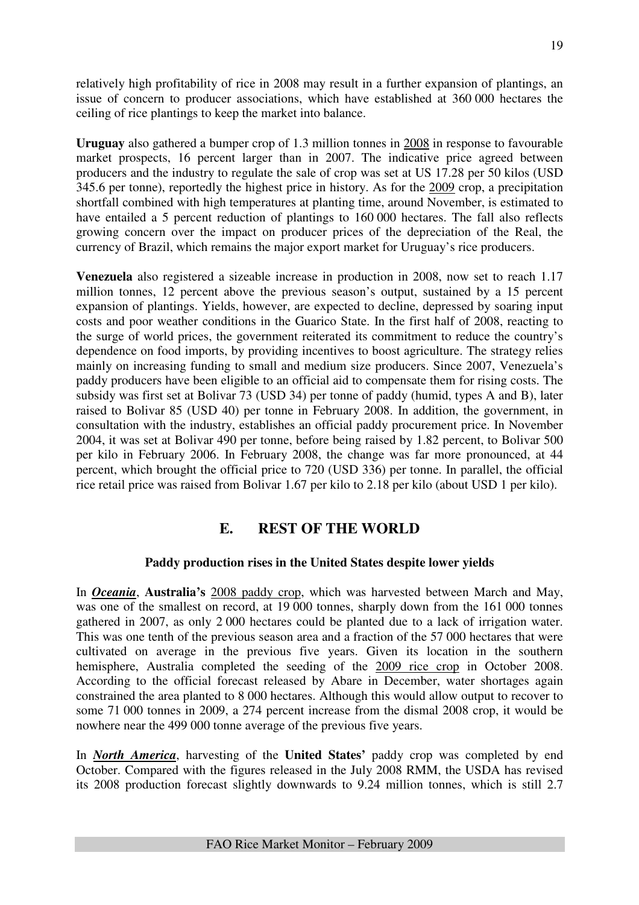relatively high profitability of rice in 2008 may result in a further expansion of plantings, an issue of concern to producer associations, which have established at 360 000 hectares the ceiling of rice plantings to keep the market into balance.

**Uruguay** also gathered a bumper crop of 1.3 million tonnes in 2008 in response to favourable market prospects, 16 percent larger than in 2007. The indicative price agreed between producers and the industry to regulate the sale of crop was set at US 17.28 per 50 kilos (USD 345.6 per tonne), reportedly the highest price in history. As for the 2009 crop, a precipitation shortfall combined with high temperatures at planting time, around November, is estimated to have entailed a 5 percent reduction of plantings to 160 000 hectares. The fall also reflects growing concern over the impact on producer prices of the depreciation of the Real, the currency of Brazil, which remains the major export market for Uruguay's rice producers.

**Venezuela** also registered a sizeable increase in production in 2008, now set to reach 1.17 million tonnes, 12 percent above the previous season's output, sustained by a 15 percent expansion of plantings. Yields, however, are expected to decline, depressed by soaring input costs and poor weather conditions in the Guarico State. In the first half of 2008, reacting to the surge of world prices, the government reiterated its commitment to reduce the country's dependence on food imports, by providing incentives to boost agriculture. The strategy relies mainly on increasing funding to small and medium size producers. Since 2007, Venezuela's paddy producers have been eligible to an official aid to compensate them for rising costs. The subsidy was first set at Bolivar 73 (USD 34) per tonne of paddy (humid, types A and B), later raised to Bolivar 85 (USD 40) per tonne in February 2008. In addition, the government, in consultation with the industry, establishes an official paddy procurement price. In November 2004, it was set at Bolivar 490 per tonne, before being raised by 1.82 percent, to Bolivar 500 per kilo in February 2006. In February 2008, the change was far more pronounced, at 44 percent, which brought the official price to 720 (USD 336) per tonne. In parallel, the official rice retail price was raised from Bolivar 1.67 per kilo to 2.18 per kilo (about USD 1 per kilo).

## E. REST OF THE WORLD

### Paddy production rises in the United States despite lower yields

In ***Oceania***, **Australia's** 2008 paddy crop, which was harvested between March and May, was one of the smallest on record, at 19 000 tonnes, sharply down from the 161 000 tonnes gathered in 2007, as only 2 000 hectares could be planted due to a lack of irrigation water. This was one tenth of the previous season area and a fraction of the 57 000 hectares that were cultivated on average in the previous five years. Given its location in the southern hemisphere, Australia completed the seeding of the 2009 rice crop in October 2008. According to the official forecast released by Abare in December, water shortages again constrained the area planted to 8 000 hectares. Although this would allow output to recover to some 71 000 tonnes in 2009, a 274 percent increase from the dismal 2008 crop, it would be nowhere near the 499 000 tonne average of the previous five years.

In ***North America***, harvesting of the **United States'** paddy crop was completed by end October. Compared with the figures released in the July 2008 RMM, the USDA has revised its 2008 production forecast slightly downwards to 9.24 million tonnes, which is still 2.7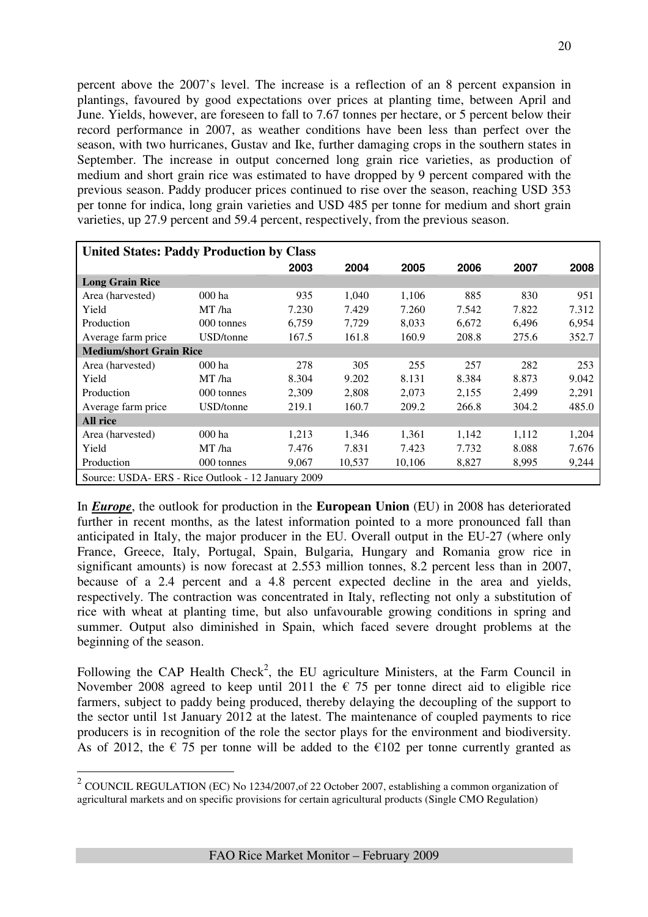percent above the 2007's level. The increase is a reflection of an 8 percent expansion in plantings, favoured by good expectations over prices at planting time, between April and June. Yields, however, are foreseen to fall to 7.67 tonnes per hectare, or 5 percent below their record performance in 2007, as weather conditions have been less than perfect over the season, with two hurricanes, Gustav and Ike, further damaging crops in the southern states in September. The increase in output concerned long grain rice varieties, as production of medium and short grain rice was estimated to have dropped by 9 percent compared with the previous season. Paddy producer prices continued to rise over the season, reaching USD 353 per tonne for indica, long grain varieties and USD 485 per tonne for medium and short grain varieties, up 27.9 percent and 59.4 percent, respectively, from the previous season.

| **United States: Paddy Production by Class** | | | | | | | |
|---|---|---|---|---|---|---|---|
| | | **2003** | **2004** | **2005** | **2006** | **2007** | **2008** |
| **Long Grain Rice** | | | | | | | |
| Area (harvested) | 000 ha | 935 | 1,040 | 1,106 | 885 | 830 | 951 |
| Yield | MT /ha | 7.230 | 7.429 | 7.260 | 7.542 | 7.822 | 7.312 |
| Production | 000 tonnes | 6,759 | 7,729 | 8,033 | 6,672 | 6,496 | 6,954 |
| Average farm price | USD/tonne | 167.5 | 161.8 | 160.9 | 208.8 | 275.6 | 352.7 |
| **Medium/short Grain Rice** | | | | | | | |
| Area (harvested) | 000 ha | 278 | 305 | 255 | 257 | 282 | 253 |
| Yield | MT /ha | 8.304 | 9.202 | 8.131 | 8.384 | 8.873 | 9.042 |
| Production | 000 tonnes | 2,309 | 2,808 | 2,073 | 2,155 | 2,499 | 2,291 |
| Average farm price | USD/tonne | 219.1 | 160.7 | 209.2 | 266.8 | 304.2 | 485.0 |
| **All rice** | | | | | | | |
| Area (harvested) | 000 ha | 1,213 | 1,346 | 1,361 | 1,142 | 1,112 | 1,204 |
| Yield | MT /ha | 7.476 | 7.831 | 7.423 | 7.732 | 8.088 | 7.676 |
| Production | 000 tonnes | 9,067 | 10,537 | 10,106 | 8,827 | 8,995 | 9,244 |
| Source: USDA- ERS - Rice Outlook - 12 January 2009 | | | | | | | |

In ***Europe***, the outlook for production in the **European Union** (EU) in 2008 has deteriorated further in recent months, as the latest information pointed to a more pronounced fall than anticipated in Italy, the major producer in the EU. Overall output in the EU-27 (where only France, Greece, Italy, Portugal, Spain, Bulgaria, Hungary and Romania grow rice in significant amounts) is now forecast at 2.553 million tonnes, 8.2 percent less than in 2007, because of a 2.4 percent and a 4.8 percent expected decline in the area and yields, respectively. The contraction was concentrated in Italy, reflecting not only a substitution of rice with wheat at planting time, but also unfavourable growing conditions in spring and summer. Output also diminished in Spain, which faced severe drought problems at the beginning of the season.

Following the CAP Health Check[2], the EU agriculture Ministers, at the Farm Council in November 2008 agreed to keep until 2011 the € 75 per tonne direct aid to eligible rice farmers, subject to paddy being produced, thereby delaying the decoupling of the support to the sector until 1st January 2012 at the latest. The maintenance of coupled payments to rice producers is in recognition of the role the sector plays for the environment and biodiversity. As of 2012, the € 75 per tonne will be added to the €102 per tonne currently granted as

[2] COUNCIL REGULATION (EC) No 1234/2007,of 22 October 2007, establishing a common organization of agricultural markets and on specific provisions for certain agricultural products (Single CMO Regulation)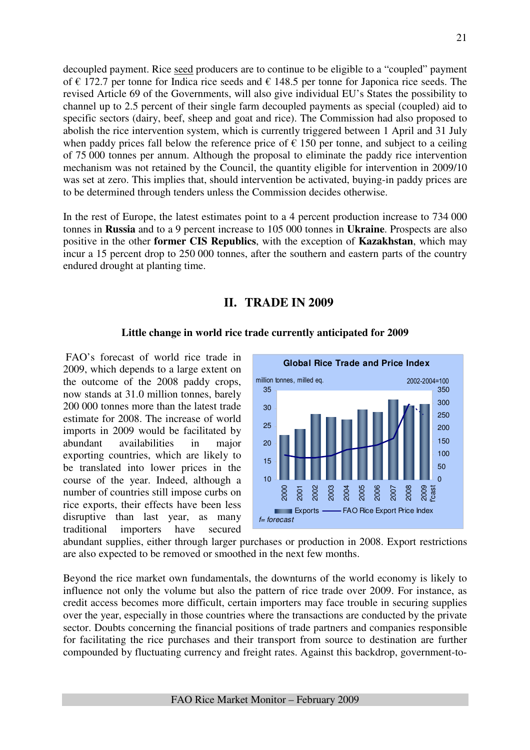decoupled payment. Rice seed producers are to continue to be eligible to a "coupled" payment of € 172.7 per tonne for Indica rice seeds and € 148.5 per tonne for Japonica rice seeds. The revised Article 69 of the Governments, will also give individual EU's States the possibility to channel up to 2.5 percent of their single farm decoupled payments as special (coupled) aid to specific sectors (dairy, beef, sheep and goat and rice). The Commission had also proposed to abolish the rice intervention system, which is currently triggered between 1 April and 31 July when paddy prices fall below the reference price of € 150 per tonne, and subject to a ceiling of 75 000 tonnes per annum. Although the proposal to eliminate the paddy rice intervention mechanism was not retained by the Council, the quantity eligible for intervention in 2009/10 was set at zero. This implies that, should intervention be activated, buying-in paddy prices are to be determined through tenders unless the Commission decides otherwise.

In the rest of Europe, the latest estimates point to a 4 percent production increase to 734 000 tonnes in **Russia** and to a 9 percent increase to 105 000 tonnes in **Ukraine**. Prospects are also positive in the other **former CIS Republics**, with the exception of **Kazakhstan**, which may incur a 15 percent drop to 250 000 tonnes, after the southern and eastern parts of the country endured drought at planting time.

## II. TRADE IN 2009

### Little change in world rice trade currently anticipated for 2009

FAO's forecast of world rice trade in 2009, which depends to a large extent on the outcome of the 2008 paddy crops, now stands at 31.0 million tonnes, barely 200 000 tonnes more than the latest trade estimate for 2008. The increase of world imports in 2009 would be facilitated by abundant availabilities in major exporting countries, which are likely to be translated into lower prices in the course of the year. Indeed, although a number of countries still impose curbs on rice exports, their effects have been less disruptive than last year, as many traditional importers have secured abundant supplies, either through larger purchases or production in 2008. Export restrictions are also expected to be removed or smoothed in the next few months.

**Global Rice Trade and Price Index**

million tonnes, milled eq. — 2002-2004=100

Exports — FAO Rice Export Price Index (2000–2009 f'cast)

f= forecast

Beyond the rice market own fundamentals, the downturns of the world economy is likely to influence not only the volume but also the pattern of rice trade over 2009. For instance, as credit access becomes more difficult, certain importers may face trouble in securing supplies over the year, especially in those countries where the transactions are conducted by the private sector. Doubts concerning the financial positions of trade partners and companies responsible for facilitating the rice purchases and their transport from source to destination are further compounded by fluctuating currency and freight rates. Against this backdrop, government-to-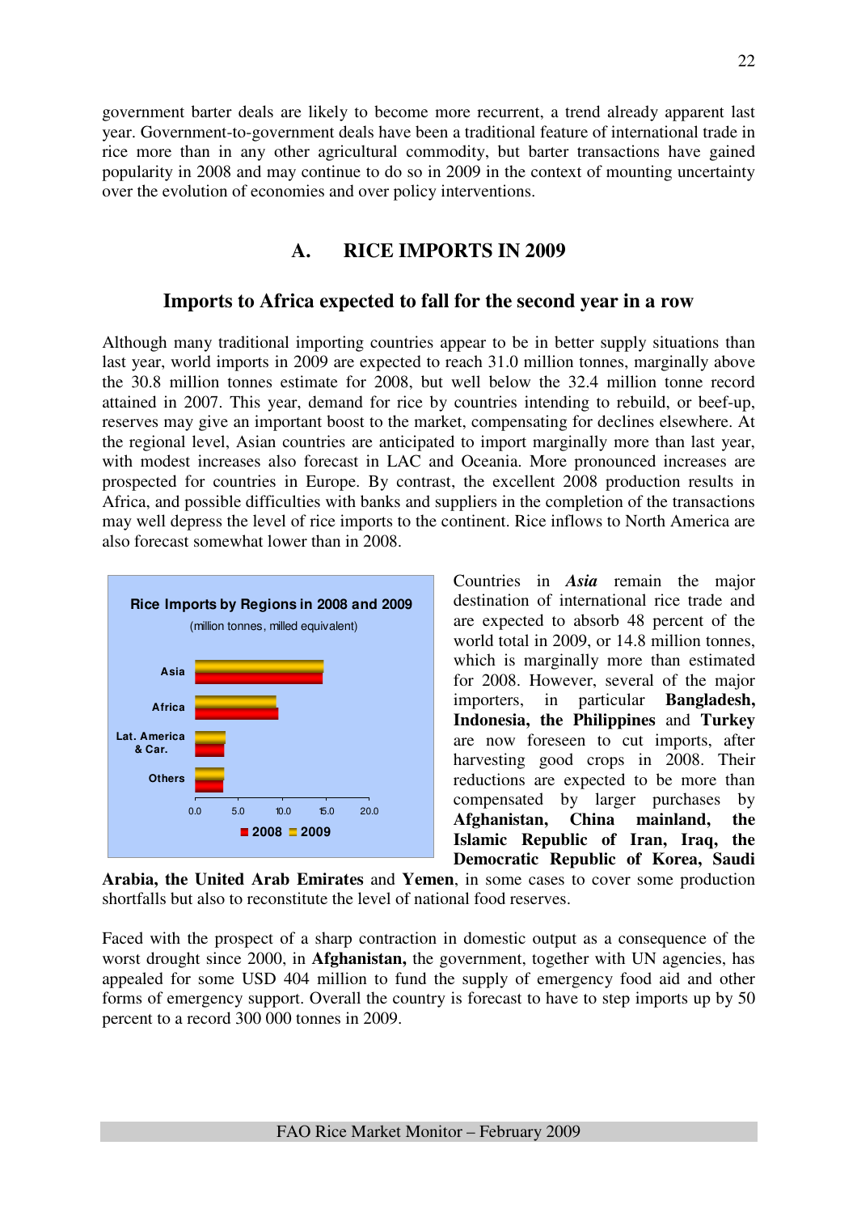government barter deals are likely to become more recurrent, a trend already apparent last year. Government-to-government deals have been a traditional feature of international trade in rice more than in any other agricultural commodity, but barter transactions have gained popularity in 2008 and may continue to do so in 2009 in the context of mounting uncertainty over the evolution of economies and over policy interventions.

## A. RICE IMPORTS IN 2009

### Imports to Africa expected to fall for the second year in a row

Although many traditional importing countries appear to be in better supply situations than last year, world imports in 2009 are expected to reach 31.0 million tonnes, marginally above the 30.8 million tonnes estimate for 2008, but well below the 32.4 million tonne record attained in 2007. This year, demand for rice by countries intending to rebuild, or beef-up, reserves may give an important boost to the market, compensating for declines elsewhere. At the regional level, Asian countries are anticipated to import marginally more than last year, with modest increases also forecast in LAC and Oceania. More pronounced increases are prospected for countries in Europe. By contrast, the excellent 2008 production results in Africa, and possible difficulties with banks and suppliers in the completion of the transactions may well depress the level of rice imports to the continent. Rice inflows to North America are also forecast somewhat lower than in 2008.

**Rice Imports by Regions in 2008 and 2009**

(million tonnes, milled equivalent)

Countries in ***Asia*** remain the major destination of international rice trade and are expected to absorb 48 percent of the world total in 2009, or 14.8 million tonnes, which is marginally more than estimated for 2008. However, several of the major importers, in particular **Bangladesh, Indonesia, the Philippines** and **Turkey** are now foreseen to cut imports, after harvesting good crops in 2008. Their reductions are expected to be more than compensated by larger purchases by **Afghanistan, China mainland, the Islamic Republic of Iran, Iraq, the Democratic Republic of Korea, Saudi Arabia, the United Arab Emirates** and **Yemen**, in some cases to cover some production shortfalls but also to reconstitute the level of national food reserves.

Faced with the prospect of a sharp contraction in domestic output as a consequence of the worst drought since 2000, in **Afghanistan,** the government, together with UN agencies, has appealed for some USD 404 million to fund the supply of emergency food aid and other forms of emergency support. Overall the country is forecast to have to step imports up by 50 percent to a record 300 000 tonnes in 2009.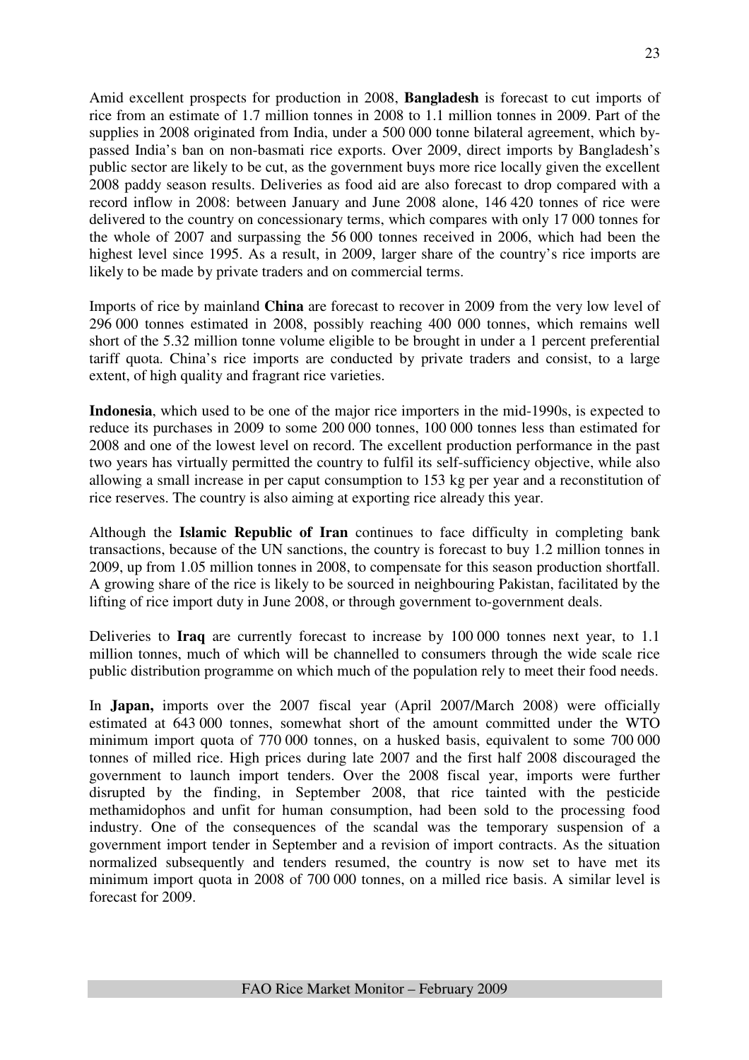Amid excellent prospects for production in 2008, **Bangladesh** is forecast to cut imports of rice from an estimate of 1.7 million tonnes in 2008 to 1.1 million tonnes in 2009. Part of the supplies in 2008 originated from India, under a 500 000 tonne bilateral agreement, which by-passed India's ban on non-basmati rice exports. Over 2009, direct imports by Bangladesh's public sector are likely to be cut, as the government buys more rice locally given the excellent 2008 paddy season results. Deliveries as food aid are also forecast to drop compared with a record inflow in 2008: between January and June 2008 alone, 146 420 tonnes of rice were delivered to the country on concessionary terms, which compares with only 17 000 tonnes for the whole of 2007 and surpassing the 56 000 tonnes received in 2006, which had been the highest level since 1995. As a result, in 2009, larger share of the country's rice imports are likely to be made by private traders and on commercial terms.

Imports of rice by mainland **China** are forecast to recover in 2009 from the very low level of 296 000 tonnes estimated in 2008, possibly reaching 400 000 tonnes, which remains well short of the 5.32 million tonne volume eligible to be brought in under a 1 percent preferential tariff quota. China's rice imports are conducted by private traders and consist, to a large extent, of high quality and fragrant rice varieties.

**Indonesia**, which used to be one of the major rice importers in the mid-1990s, is expected to reduce its purchases in 2009 to some 200 000 tonnes, 100 000 tonnes less than estimated for 2008 and one of the lowest level on record. The excellent production performance in the past two years has virtually permitted the country to fulfil its self-sufficiency objective, while also allowing a small increase in per caput consumption to 153 kg per year and a reconstitution of rice reserves. The country is also aiming at exporting rice already this year.

Although the **Islamic Republic of Iran** continues to face difficulty in completing bank transactions, because of the UN sanctions, the country is forecast to buy 1.2 million tonnes in 2009, up from 1.05 million tonnes in 2008, to compensate for this season production shortfall. A growing share of the rice is likely to be sourced in neighbouring Pakistan, facilitated by the lifting of rice import duty in June 2008, or through government to-government deals.

Deliveries to **Iraq** are currently forecast to increase by 100 000 tonnes next year, to 1.1 million tonnes, much of which will be channelled to consumers through the wide scale rice public distribution programme on which much of the population rely to meet their food needs.

In **Japan,** imports over the 2007 fiscal year (April 2007/March 2008) were officially estimated at 643 000 tonnes, somewhat short of the amount committed under the WTO minimum import quota of 770 000 tonnes, on a husked basis, equivalent to some 700 000 tonnes of milled rice. High prices during late 2007 and the first half 2008 discouraged the government to launch import tenders. Over the 2008 fiscal year, imports were further disrupted by the finding, in September 2008, that rice tainted with the pesticide methamidophos and unfit for human consumption, had been sold to the processing food industry. One of the consequences of the scandal was the temporary suspension of a government import tender in September and a revision of import contracts. As the situation normalized subsequently and tenders resumed, the country is now set to have met its minimum import quota in 2008 of 700 000 tonnes, on a milled rice basis. A similar level is forecast for 2009.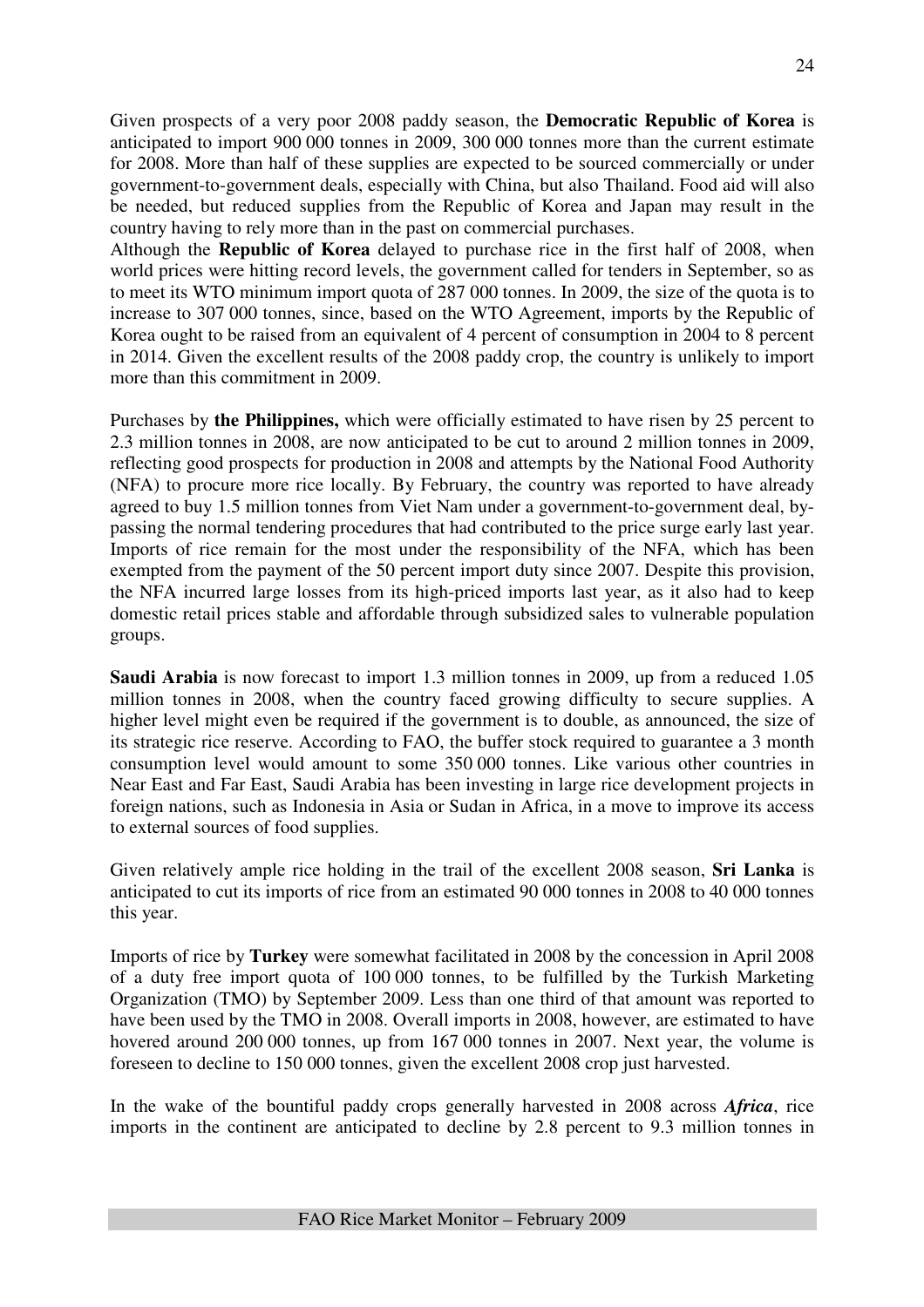Given prospects of a very poor 2008 paddy season, the **Democratic Republic of Korea** is anticipated to import 900 000 tonnes in 2009, 300 000 tonnes more than the current estimate for 2008. More than half of these supplies are expected to be sourced commercially or under government-to-government deals, especially with China, but also Thailand. Food aid will also be needed, but reduced supplies from the Republic of Korea and Japan may result in the country having to rely more than in the past on commercial purchases.
Although the **Republic of Korea** delayed to purchase rice in the first half of 2008, when world prices were hitting record levels, the government called for tenders in September, so as to meet its WTO minimum import quota of 287 000 tonnes. In 2009, the size of the quota is to increase to 307 000 tonnes, since, based on the WTO Agreement, imports by the Republic of Korea ought to be raised from an equivalent of 4 percent of consumption in 2004 to 8 percent in 2014. Given the excellent results of the 2008 paddy crop, the country is unlikely to import more than this commitment in 2009.

Purchases by **the Philippines,** which were officially estimated to have risen by 25 percent to 2.3 million tonnes in 2008, are now anticipated to be cut to around 2 million tonnes in 2009, reflecting good prospects for production in 2008 and attempts by the National Food Authority (NFA) to procure more rice locally. By February, the country was reported to have already agreed to buy 1.5 million tonnes from Viet Nam under a government-to-government deal, by-passing the normal tendering procedures that had contributed to the price surge early last year. Imports of rice remain for the most under the responsibility of the NFA, which has been exempted from the payment of the 50 percent import duty since 2007. Despite this provision, the NFA incurred large losses from its high-priced imports last year, as it also had to keep domestic retail prices stable and affordable through subsidized sales to vulnerable population groups.

**Saudi Arabia** is now forecast to import 1.3 million tonnes in 2009, up from a reduced 1.05 million tonnes in 2008, when the country faced growing difficulty to secure supplies. A higher level might even be required if the government is to double, as announced, the size of its strategic rice reserve. According to FAO, the buffer stock required to guarantee a 3 month consumption level would amount to some 350 000 tonnes. Like various other countries in Near East and Far East, Saudi Arabia has been investing in large rice development projects in foreign nations, such as Indonesia in Asia or Sudan in Africa, in a move to improve its access to external sources of food supplies.

Given relatively ample rice holding in the trail of the excellent 2008 season, **Sri Lanka** is anticipated to cut its imports of rice from an estimated 90 000 tonnes in 2008 to 40 000 tonnes this year.

Imports of rice by **Turkey** were somewhat facilitated in 2008 by the concession in April 2008 of a duty free import quota of 100 000 tonnes, to be fulfilled by the Turkish Marketing Organization (TMO) by September 2009. Less than one third of that amount was reported to have been used by the TMO in 2008. Overall imports in 2008, however, are estimated to have hovered around 200 000 tonnes, up from 167 000 tonnes in 2007. Next year, the volume is foreseen to decline to 150 000 tonnes, given the excellent 2008 crop just harvested.

In the wake of the bountiful paddy crops generally harvested in 2008 across ***Africa***, rice imports in the continent are anticipated to decline by 2.8 percent to 9.3 million tonnes in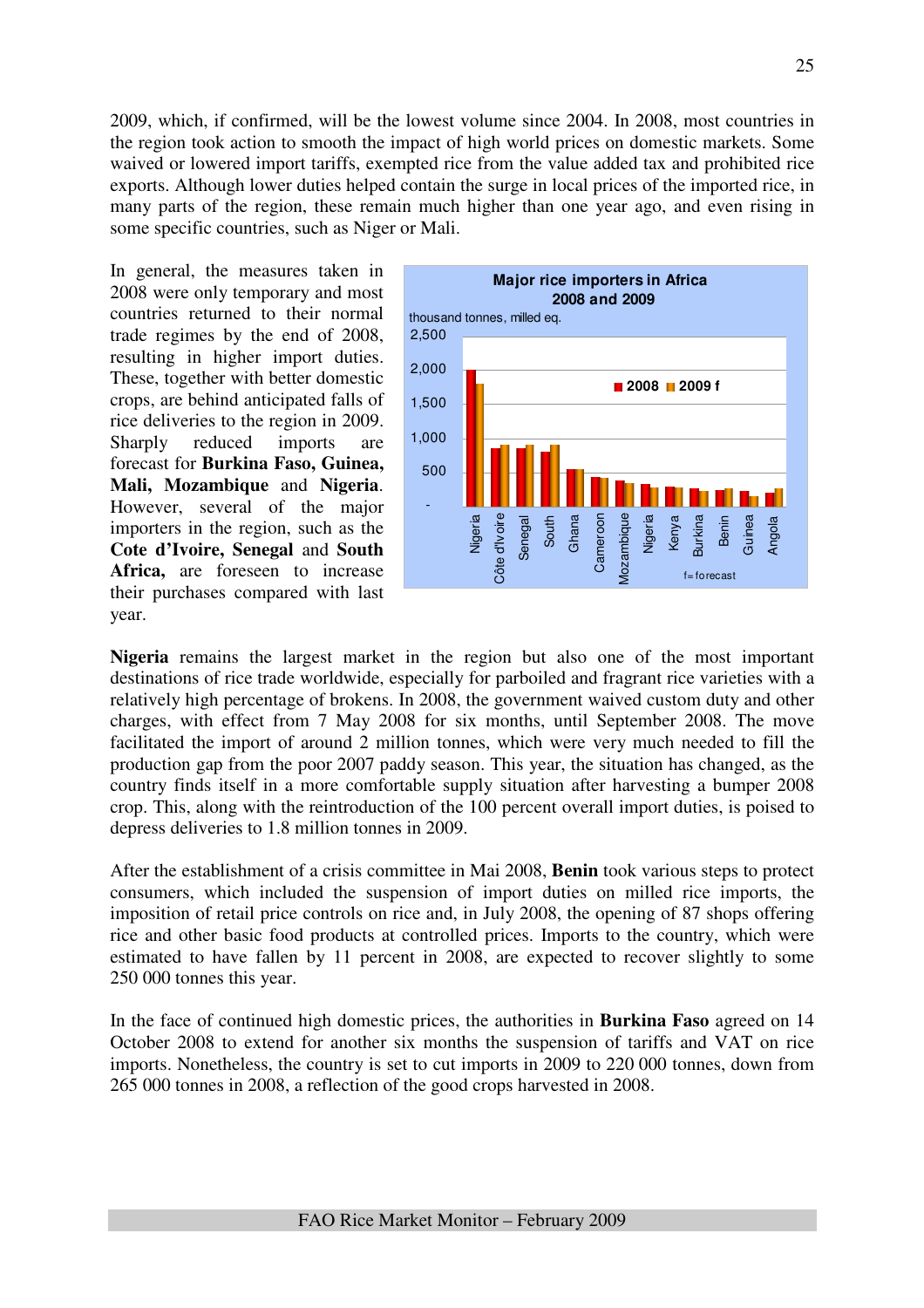2009, which, if confirmed, will be the lowest volume since 2004. In 2008, most countries in the region took action to smooth the impact of high world prices on domestic markets. Some waived or lowered import tariffs, exempted rice from the value added tax and prohibited rice exports. Although lower duties helped contain the surge in local prices of the imported rice, in many parts of the region, these remain much higher than one year ago, and even rising in some specific countries, such as Niger or Mali.

In general, the measures taken in 2008 were only temporary and most countries returned to their normal trade regimes by the end of 2008, resulting in higher import duties. These, together with better domestic crops, are behind anticipated falls of rice deliveries to the region in 2009. Sharply reduced imports are forecast for **Burkina Faso, Guinea, Mali, Mozambique** and **Nigeria**. However, several of the major importers in the region, such as the **Cote d'Ivoire, Senegal** and **South Africa,** are foreseen to increase their purchases compared with last year.

**Major rice importers in Africa 2008 and 2009**

thousand tonnes, milled eq.

Countries shown (2008 and 2009 f): Nigeria, Côte d'Ivoire, Senegal, South, Ghana, Cameroon, Mozambique, Nigeria, Kenya, Burkina, Benin, Guinea, Angola

f=forecast

**Nigeria** remains the largest market in the region but also one of the most important destinations of rice trade worldwide, especially for parboiled and fragrant rice varieties with a relatively high percentage of brokens. In 2008, the government waived custom duty and other charges, with effect from 7 May 2008 for six months, until September 2008. The move facilitated the import of around 2 million tonnes, which were very much needed to fill the production gap from the poor 2007 paddy season. This year, the situation has changed, as the country finds itself in a more comfortable supply situation after harvesting a bumper 2008 crop. This, along with the reintroduction of the 100 percent overall import duties, is poised to depress deliveries to 1.8 million tonnes in 2009.

After the establishment of a crisis committee in Mai 2008, **Benin** took various steps to protect consumers, which included the suspension of import duties on milled rice imports, the imposition of retail price controls on rice and, in July 2008, the opening of 87 shops offering rice and other basic food products at controlled prices. Imports to the country, which were estimated to have fallen by 11 percent in 2008, are expected to recover slightly to some 250 000 tonnes this year.

In the face of continued high domestic prices, the authorities in **Burkina Faso** agreed on 14 October 2008 to extend for another six months the suspension of tariffs and VAT on rice imports. Nonetheless, the country is set to cut imports in 2009 to 220 000 tonnes, down from 265 000 tonnes in 2008, a reflection of the good crops harvested in 2008.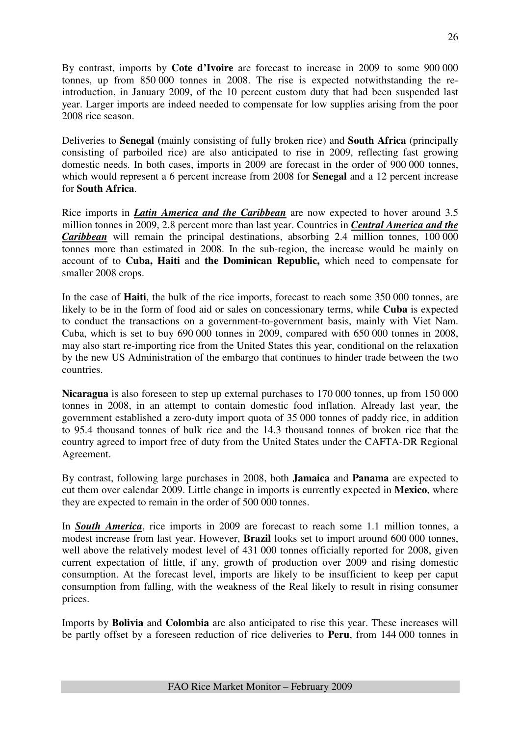By contrast, imports by **Cote d'Ivoire** are forecast to increase in 2009 to some 900 000 tonnes, up from 850 000 tonnes in 2008. The rise is expected notwithstanding the re-introduction, in January 2009, of the 10 percent custom duty that had been suspended last year. Larger imports are indeed needed to compensate for low supplies arising from the poor 2008 rice season.

Deliveries to **Senegal (**mainly consisting of fully broken rice) and **South Africa** (principally consisting of parboiled rice) are also anticipated to rise in 2009, reflecting fast growing domestic needs. In both cases, imports in 2009 are forecast in the order of 900 000 tonnes, which would represent a 6 percent increase from 2008 for **Senegal** and a 12 percent increase for **South Africa**.

Rice imports in ***<u>Latin America and the Caribbean</u>*** are now expected to hover around 3.5 million tonnes in 2009, 2.8 percent more than last year. Countries in ***<u>Central America and the Caribbean</u>*** will remain the principal destinations, absorbing 2.4 million tonnes, 100 000 tonnes more than estimated in 2008. In the sub-region, the increase would be mainly on account of to **Cuba, Haiti** and **the Dominican Republic,** which need to compensate for smaller 2008 crops.

In the case of **Haiti**, the bulk of the rice imports, forecast to reach some 350 000 tonnes, are likely to be in the form of food aid or sales on concessionary terms, while **Cuba** is expected to conduct the transactions on a government-to-government basis, mainly with Viet Nam. Cuba, which is set to buy 690 000 tonnes in 2009, compared with 650 000 tonnes in 2008, may also start re-importing rice from the United States this year, conditional on the relaxation by the new US Administration of the embargo that continues to hinder trade between the two countries.

**Nicaragua** is also foreseen to step up external purchases to 170 000 tonnes, up from 150 000 tonnes in 2008, in an attempt to contain domestic food inflation. Already last year, the government established a zero-duty import quota of 35 000 tonnes of paddy rice, in addition to 95.4 thousand tonnes of bulk rice and the 14.3 thousand tonnes of broken rice that the country agreed to import free of duty from the United States under the CAFTA-DR Regional Agreement.

By contrast, following large purchases in 2008, both **Jamaica** and **Panama** are expected to cut them over calendar 2009. Little change in imports is currently expected in **Mexico**, where they are expected to remain in the order of 500 000 tonnes.

In ***<u>South America</u>***, rice imports in 2009 are forecast to reach some 1.1 million tonnes, a modest increase from last year. However, **Brazil** looks set to import around 600 000 tonnes, well above the relatively modest level of 431 000 tonnes officially reported for 2008, given current expectation of little, if any, growth of production over 2009 and rising domestic consumption. At the forecast level, imports are likely to be insufficient to keep per caput consumption from falling, with the weakness of the Real likely to result in rising consumer prices.

Imports by **Bolivia** and **Colombia** are also anticipated to rise this year. These increases will be partly offset by a foreseen reduction of rice deliveries to **Peru**, from 144 000 tonnes in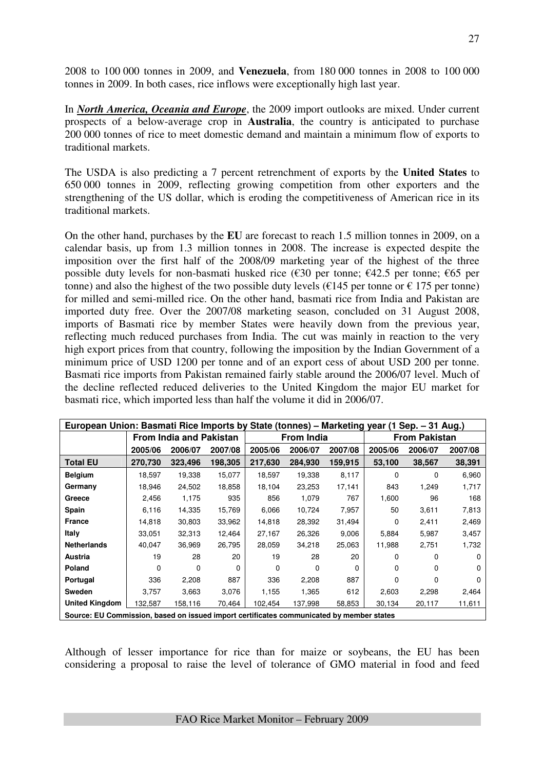2008 to 100 000 tonnes in 2009, and **Venezuela**, from 180 000 tonnes in 2008 to 100 000 tonnes in 2009. In both cases, rice inflows were exceptionally high last year.

In ***North America, Oceania and Europe***, the 2009 import outlooks are mixed. Under current prospects of a below-average crop in **Australia**, the country is anticipated to purchase 200 000 tonnes of rice to meet domestic demand and maintain a minimum flow of exports to traditional markets.

The USDA is also predicting a 7 percent retrenchment of exports by the **United States** to 650 000 tonnes in 2009, reflecting growing competition from other exporters and the strengthening of the US dollar, which is eroding the competitiveness of American rice in its traditional markets.

On the other hand, purchases by the **EU** are forecast to reach 1.5 million tonnes in 2009, on a calendar basis, up from 1.3 million tonnes in 2008. The increase is expected despite the imposition over the first half of the 2008/09 marketing year of the highest of the three possible duty levels for non-basmati husked rice (€30 per tonne; €42.5 per tonne; €65 per tonne) and also the highest of the two possible duty levels (€145 per tonne or € 175 per tonne) for milled and semi-milled rice. On the other hand, basmati rice from India and Pakistan are imported duty free. Over the 2007/08 marketing season, concluded on 31 August 2008, imports of Basmati rice by member States were heavily down from the previous year, reflecting much reduced purchases from India. The cut was mainly in reaction to the very high export prices from that country, following the imposition by the Indian Government of a minimum price of USD 1200 per tonne and of an export cess of about USD 200 per tonne. Basmati rice imports from Pakistan remained fairly stable around the 2006/07 level. Much of the decline reflected reduced deliveries to the United Kingdom the major EU market for basmati rice, which imported less than half the volume it did in 2006/07.

**European Union: Basmati Rice Imports by State (tonnes) – Marketing year (1 Sep. – 31 Aug.)**

| | From India and Pakistan | | | From India | | | From Pakistan | | |
|---|---|---|---|---|---|---|---|---|---|
| | 2005/06 | 2006/07 | 2007/08 | 2005/06 | 2006/07 | 2007/08 | 2005/06 | 2006/07 | 2007/08 |
| **Total EU** | **270,730** | **323,496** | **198,305** | **217,630** | **284,930** | **159,915** | **53,100** | **38,567** | **38,391** |
| **Belgium** | 18,597 | 19,338 | 15,077 | 18,597 | 19,338 | 8,117 | 0 | 0 | 6,960 |
| **Germany** | 18,946 | 24,502 | 18,858 | 18,104 | 23,253 | 17,141 | 843 | 1,249 | 1,717 |
| **Greece** | 2,456 | 1,175 | 935 | 856 | 1,079 | 767 | 1,600 | 96 | 168 |
| **Spain** | 6,116 | 14,335 | 15,769 | 6,066 | 10,724 | 7,957 | 50 | 3,611 | 7,813 |
| **France** | 14,818 | 30,803 | 33,962 | 14,818 | 28,392 | 31,494 | 0 | 2,411 | 2,469 |
| **Italy** | 33,051 | 32,313 | 12,464 | 27,167 | 26,326 | 9,006 | 5,884 | 5,987 | 3,457 |
| **Netherlands** | 40,047 | 36,969 | 26,795 | 28,059 | 34,218 | 25,063 | 11,988 | 2,751 | 1,732 |
| **Austria** | 19 | 28 | 20 | 19 | 28 | 20 | 0 | 0 | 0 |
| **Poland** | 0 | 0 | 0 | 0 | 0 | 0 | 0 | 0 | 0 |
| **Portugal** | 336 | 2,208 | 887 | 336 | 2,208 | 887 | 0 | 0 | 0 |
| **Sweden** | 3,757 | 3,663 | 3,076 | 1,155 | 1,365 | 612 | 2,603 | 2,298 | 2,464 |
| **United Kingdom** | 132,587 | 158,116 | 70,464 | 102,454 | 137,998 | 58,853 | 30,134 | 20,117 | 11,611 |

**Source: EU Commission, based on issued import certificates communicated by member states**

Although of lesser importance for rice than for maize or soybeans, the EU has been considering a proposal to raise the level of tolerance of GMO material in food and feed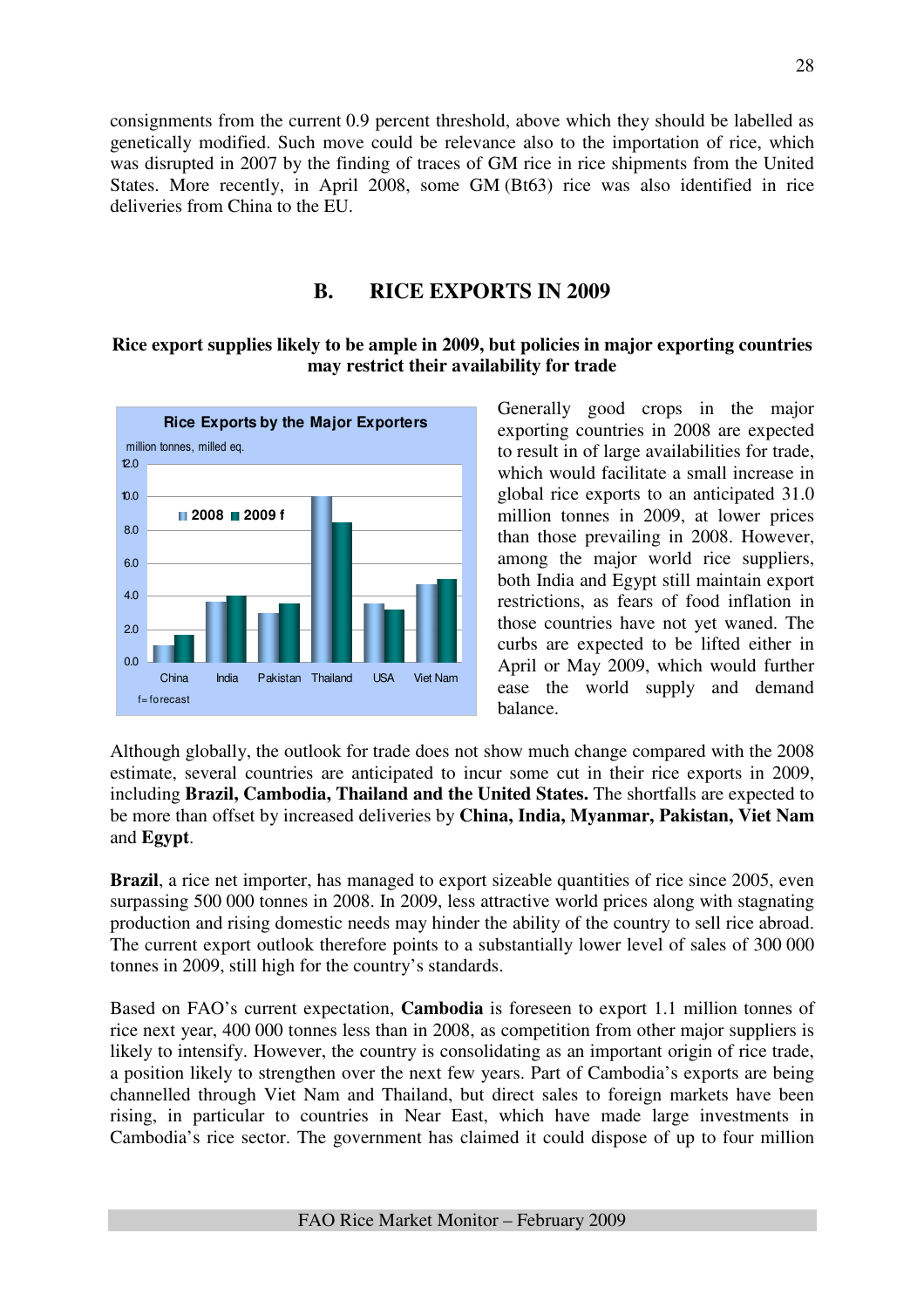consignments from the current 0.9 percent threshold, above which they should be labelled as genetically modified. Such move could be relevance also to the importation of rice, which was disrupted in 2007 by the finding of traces of GM rice in rice shipments from the United States. More recently, in April 2008, some GM (Bt63) rice was also identified in rice deliveries from China to the EU.

## B. RICE EXPORTS IN 2009

**Rice export supplies likely to be ample in 2009, but policies in major exporting countries may restrict their availability for trade**

Rice Exports by the Major Exporters

million tonnes, milled eq.

2008 / 2009 f

China, India, Pakistan, Thailand, USA, Viet Nam

f= forecast

Generally good crops in the major exporting countries in 2008 are expected to result in of large availabilities for trade, which would facilitate a small increase in global rice exports to an anticipated 31.0 million tonnes in 2009, at lower prices than those prevailing in 2008. However, among the major world rice suppliers, both India and Egypt still maintain export restrictions, as fears of food inflation in those countries have not yet waned. The curbs are expected to be lifted either in April or May 2009, which would further ease the world supply and demand balance.

Although globally, the outlook for trade does not show much change compared with the 2008 estimate, several countries are anticipated to incur some cut in their rice exports in 2009, including **Brazil, Cambodia, Thailand and the United States.** The shortfalls are expected to be more than offset by increased deliveries by **China, India, Myanmar, Pakistan, Viet Nam** and **Egypt**.

**Brazil**, a rice net importer, has managed to export sizeable quantities of rice since 2005, even surpassing 500 000 tonnes in 2008. In 2009, less attractive world prices along with stagnating production and rising domestic needs may hinder the ability of the country to sell rice abroad. The current export outlook therefore points to a substantially lower level of sales of 300 000 tonnes in 2009, still high for the country's standards.

Based on FAO's current expectation, **Cambodia** is foreseen to export 1.1 million tonnes of rice next year, 400 000 tonnes less than in 2008, as competition from other major suppliers is likely to intensify. However, the country is consolidating as an important origin of rice trade, a position likely to strengthen over the next few years. Part of Cambodia's exports are being channelled through Viet Nam and Thailand, but direct sales to foreign markets have been rising, in particular to countries in Near East, which have made large investments in Cambodia's rice sector. The government has claimed it could dispose of up to four million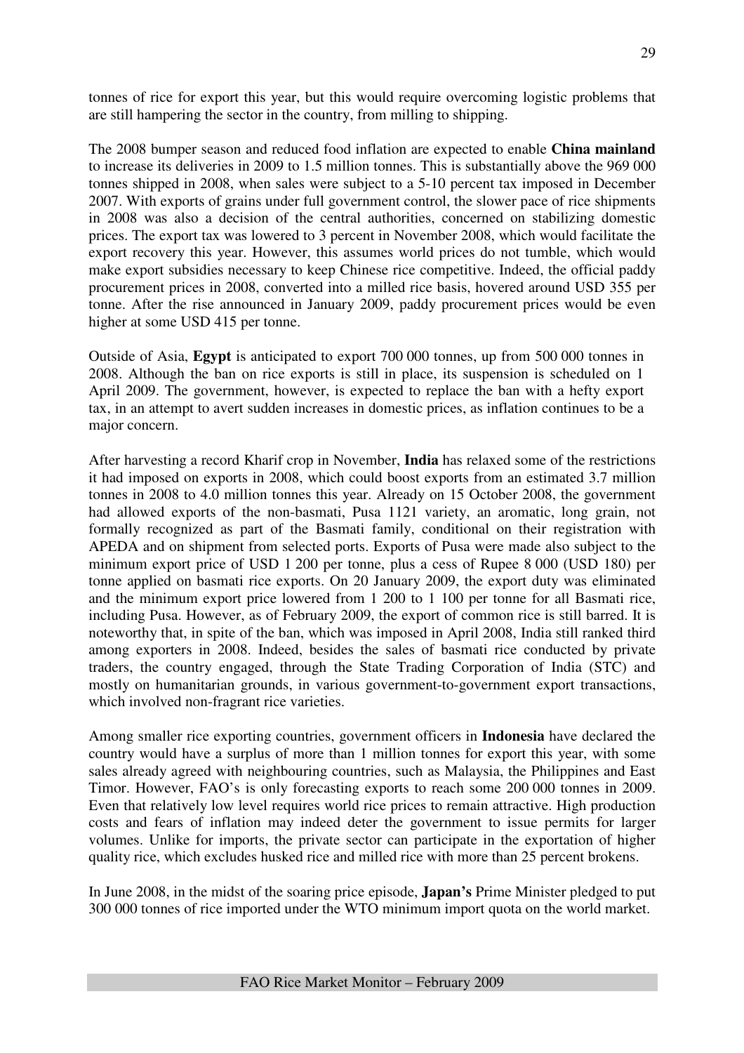tonnes of rice for export this year, but this would require overcoming logistic problems that are still hampering the sector in the country, from milling to shipping.

The 2008 bumper season and reduced food inflation are expected to enable **China mainland** to increase its deliveries in 2009 to 1.5 million tonnes. This is substantially above the 969 000 tonnes shipped in 2008, when sales were subject to a 5-10 percent tax imposed in December 2007. With exports of grains under full government control, the slower pace of rice shipments in 2008 was also a decision of the central authorities, concerned on stabilizing domestic prices. The export tax was lowered to 3 percent in November 2008, which would facilitate the export recovery this year. However, this assumes world prices do not tumble, which would make export subsidies necessary to keep Chinese rice competitive. Indeed, the official paddy procurement prices in 2008, converted into a milled rice basis, hovered around USD 355 per tonne. After the rise announced in January 2009, paddy procurement prices would be even higher at some USD 415 per tonne.

Outside of Asia, **Egypt** is anticipated to export 700 000 tonnes, up from 500 000 tonnes in 2008. Although the ban on rice exports is still in place, its suspension is scheduled on 1 April 2009. The government, however, is expected to replace the ban with a hefty export tax, in an attempt to avert sudden increases in domestic prices, as inflation continues to be a major concern.

After harvesting a record Kharif crop in November, **India** has relaxed some of the restrictions it had imposed on exports in 2008, which could boost exports from an estimated 3.7 million tonnes in 2008 to 4.0 million tonnes this year. Already on 15 October 2008, the government had allowed exports of the non-basmati, Pusa 1121 variety, an aromatic, long grain, not formally recognized as part of the Basmati family, conditional on their registration with APEDA and on shipment from selected ports. Exports of Pusa were made also subject to the minimum export price of USD 1 200 per tonne, plus a cess of Rupee 8 000 (USD 180) per tonne applied on basmati rice exports. On 20 January 2009, the export duty was eliminated and the minimum export price lowered from 1 200 to 1 100 per tonne for all Basmati rice, including Pusa. However, as of February 2009, the export of common rice is still barred. It is noteworthy that, in spite of the ban, which was imposed in April 2008, India still ranked third among exporters in 2008. Indeed, besides the sales of basmati rice conducted by private traders, the country engaged, through the State Trading Corporation of India (STC) and mostly on humanitarian grounds, in various government-to-government export transactions, which involved non-fragrant rice varieties.

Among smaller rice exporting countries, government officers in **Indonesia** have declared the country would have a surplus of more than 1 million tonnes for export this year, with some sales already agreed with neighbouring countries, such as Malaysia, the Philippines and East Timor. However, FAO's is only forecasting exports to reach some 200 000 tonnes in 2009. Even that relatively low level requires world rice prices to remain attractive. High production costs and fears of inflation may indeed deter the government to issue permits for larger volumes. Unlike for imports, the private sector can participate in the exportation of higher quality rice, which excludes husked rice and milled rice with more than 25 percent brokens.

In June 2008, in the midst of the soaring price episode, **Japan's** Prime Minister pledged to put 300 000 tonnes of rice imported under the WTO minimum import quota on the world market.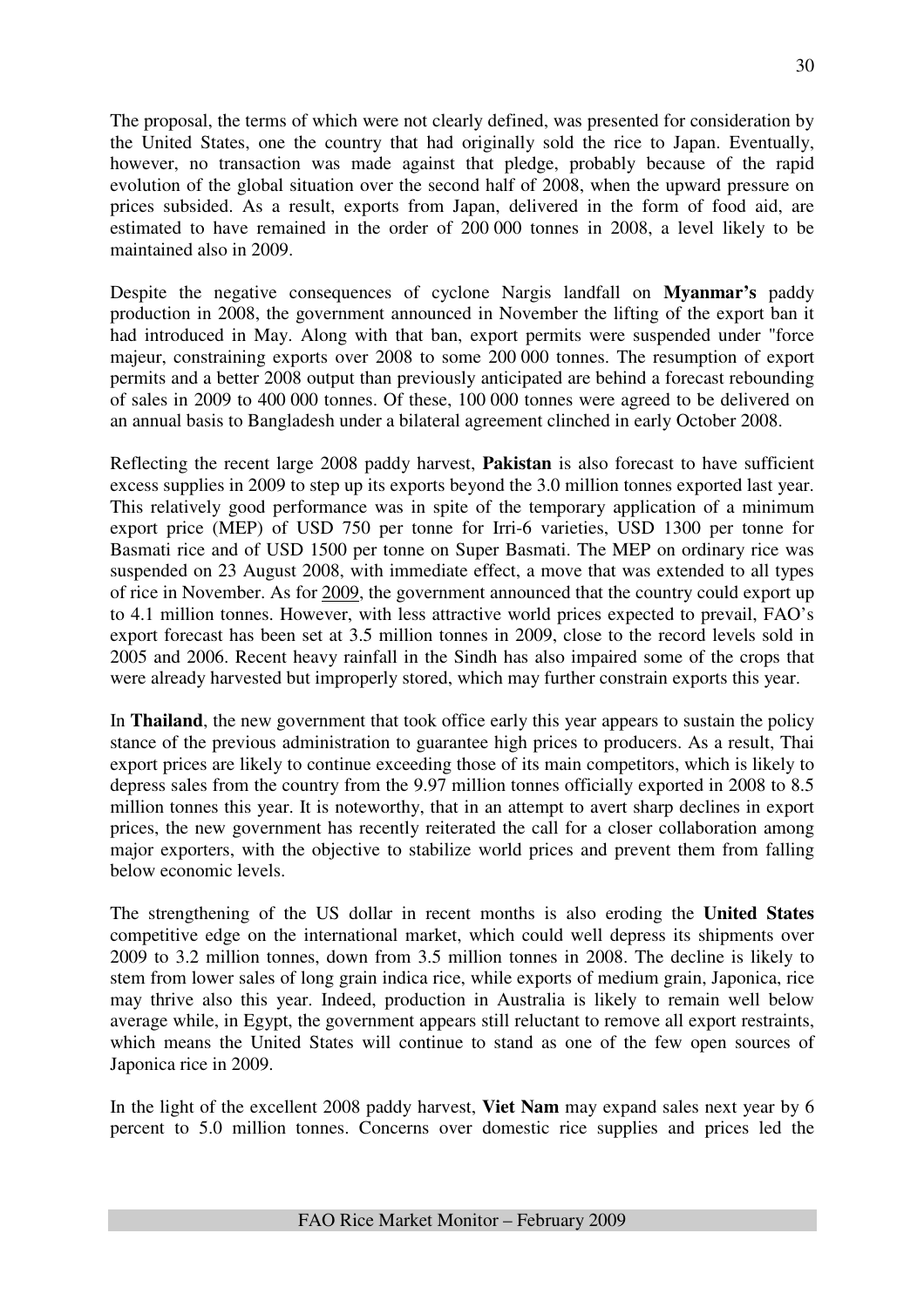The proposal, the terms of which were not clearly defined, was presented for consideration by the United States, one the country that had originally sold the rice to Japan. Eventually, however, no transaction was made against that pledge, probably because of the rapid evolution of the global situation over the second half of 2008, when the upward pressure on prices subsided. As a result, exports from Japan, delivered in the form of food aid, are estimated to have remained in the order of 200 000 tonnes in 2008, a level likely to be maintained also in 2009.

Despite the negative consequences of cyclone Nargis landfall on **Myanmar's** paddy production in 2008, the government announced in November the lifting of the export ban it had introduced in May. Along with that ban, export permits were suspended under "force majeur, constraining exports over 2008 to some 200 000 tonnes. The resumption of export permits and a better 2008 output than previously anticipated are behind a forecast rebounding of sales in 2009 to 400 000 tonnes. Of these, 100 000 tonnes were agreed to be delivered on an annual basis to Bangladesh under a bilateral agreement clinched in early October 2008.

Reflecting the recent large 2008 paddy harvest, **Pakistan** is also forecast to have sufficient excess supplies in 2009 to step up its exports beyond the 3.0 million tonnes exported last year. This relatively good performance was in spite of the temporary application of a minimum export price (MEP) of USD 750 per tonne for Irri-6 varieties, USD 1300 per tonne for Basmati rice and of USD 1500 per tonne on Super Basmati. The MEP on ordinary rice was suspended on 23 August 2008, with immediate effect, a move that was extended to all types of rice in November. As for 2009, the government announced that the country could export up to 4.1 million tonnes. However, with less attractive world prices expected to prevail, FAO's export forecast has been set at 3.5 million tonnes in 2009, close to the record levels sold in 2005 and 2006. Recent heavy rainfall in the Sindh has also impaired some of the crops that were already harvested but improperly stored, which may further constrain exports this year.

In **Thailand**, the new government that took office early this year appears to sustain the policy stance of the previous administration to guarantee high prices to producers. As a result, Thai export prices are likely to continue exceeding those of its main competitors, which is likely to depress sales from the country from the 9.97 million tonnes officially exported in 2008 to 8.5 million tonnes this year. It is noteworthy, that in an attempt to avert sharp declines in export prices, the new government has recently reiterated the call for a closer collaboration among major exporters, with the objective to stabilize world prices and prevent them from falling below economic levels.

The strengthening of the US dollar in recent months is also eroding the **United States** competitive edge on the international market, which could well depress its shipments over 2009 to 3.2 million tonnes, down from 3.5 million tonnes in 2008. The decline is likely to stem from lower sales of long grain indica rice, while exports of medium grain, Japonica, rice may thrive also this year. Indeed, production in Australia is likely to remain well below average while, in Egypt, the government appears still reluctant to remove all export restraints, which means the United States will continue to stand as one of the few open sources of Japonica rice in 2009.

In the light of the excellent 2008 paddy harvest, **Viet Nam** may expand sales next year by 6 percent to 5.0 million tonnes. Concerns over domestic rice supplies and prices led the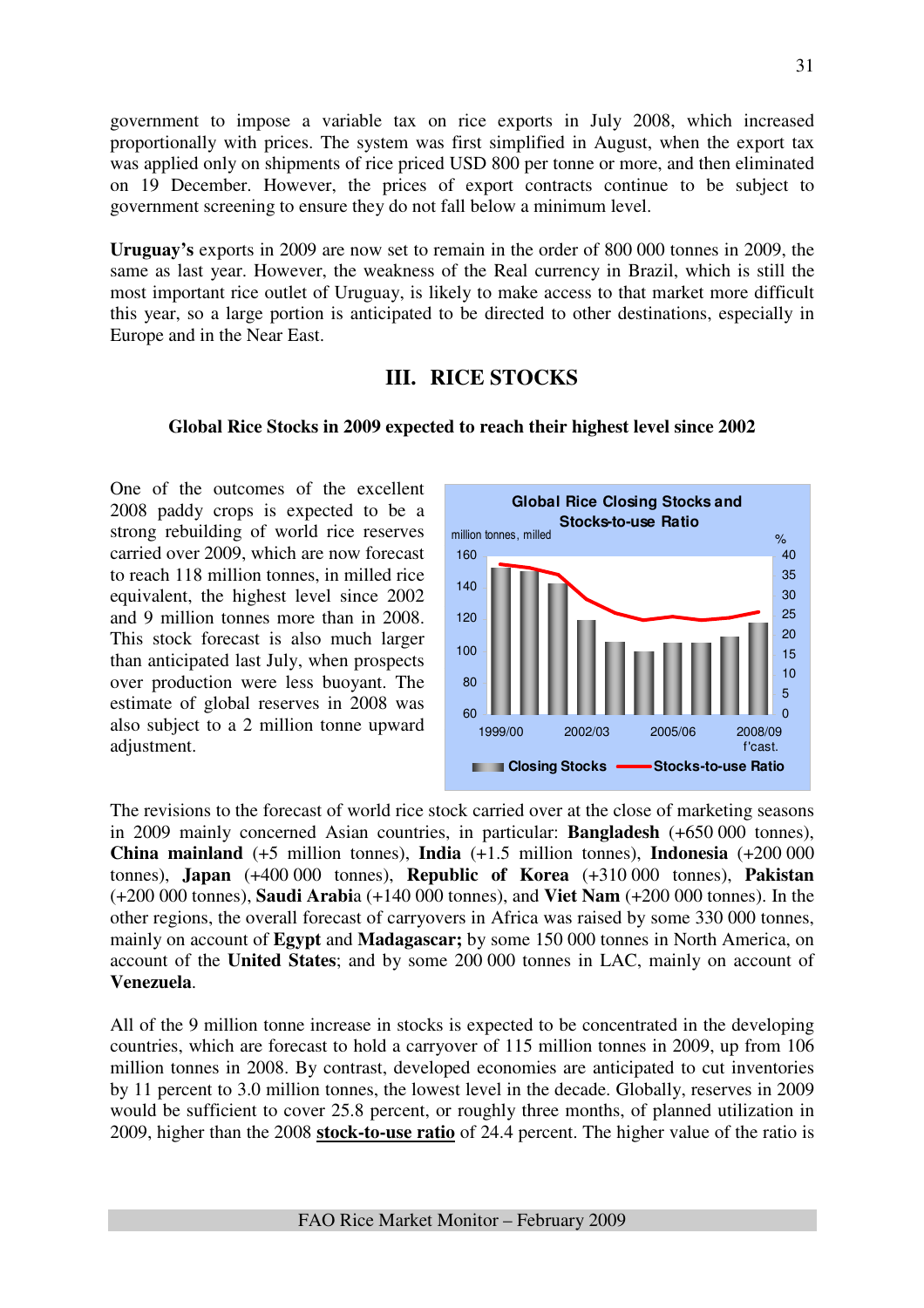government to impose a variable tax on rice exports in July 2008, which increased proportionally with prices. The system was first simplified in August, when the export tax was applied only on shipments of rice priced USD 800 per tonne or more, and then eliminated on 19 December. However, the prices of export contracts continue to be subject to government screening to ensure they do not fall below a minimum level.

**Uruguay's** exports in 2009 are now set to remain in the order of 800 000 tonnes in 2009, the same as last year. However, the weakness of the Real currency in Brazil, which is still the most important rice outlet of Uruguay, is likely to make access to that market more difficult this year, so a large portion is anticipated to be directed to other destinations, especially in Europe and in the Near East.

## III. RICE STOCKS

### Global Rice Stocks in 2009 expected to reach their highest level since 2002

One of the outcomes of the excellent 2008 paddy crops is expected to be a strong rebuilding of world rice reserves carried over 2009, which are now forecast to reach 118 million tonnes, in milled rice equivalent, the highest level since 2002 and 9 million tonnes more than in 2008. This stock forecast is also much larger than anticipated last July, when prospects over production were less buoyant. The estimate of global reserves in 2008 was also subject to a 2 million tonne upward adjustment.

**Global Rice Closing Stocks and Stocks-to-use Ratio**

million tonnes, milled | %

1999/00 | 2002/03 | 2005/06 | 2008/09 f'cast.

Closing Stocks — Stocks-to-use Ratio

The revisions to the forecast of world rice stock carried over at the close of marketing seasons in 2009 mainly concerned Asian countries, in particular: **Bangladesh** (+650 000 tonnes), **China mainland** (+5 million tonnes), **India** (+1.5 million tonnes), **Indonesia** (+200 000 tonnes), **Japan** (+400 000 tonnes), **Republic of Korea** (+310 000 tonnes), **Pakistan** (+200 000 tonnes), **Saudi Arabi**a (+140 000 tonnes), and **Viet Nam** (+200 000 tonnes). In the other regions, the overall forecast of carryovers in Africa was raised by some 330 000 tonnes, mainly on account of **Egypt** and **Madagascar;** by some 150 000 tonnes in North America, on account of the **United States**; and by some 200 000 tonnes in LAC, mainly on account of **Venezuela**.

All of the 9 million tonne increase in stocks is expected to be concentrated in the developing countries, which are forecast to hold a carryover of 115 million tonnes in 2009, up from 106 million tonnes in 2008. By contrast, developed economies are anticipated to cut inventories by 11 percent to 3.0 million tonnes, the lowest level in the decade. Globally, reserves in 2009 would be sufficient to cover 25.8 percent, or roughly three months, of planned utilization in 2009, higher than the 2008 **stock-to-use ratio** of 24.4 percent. The higher value of the ratio is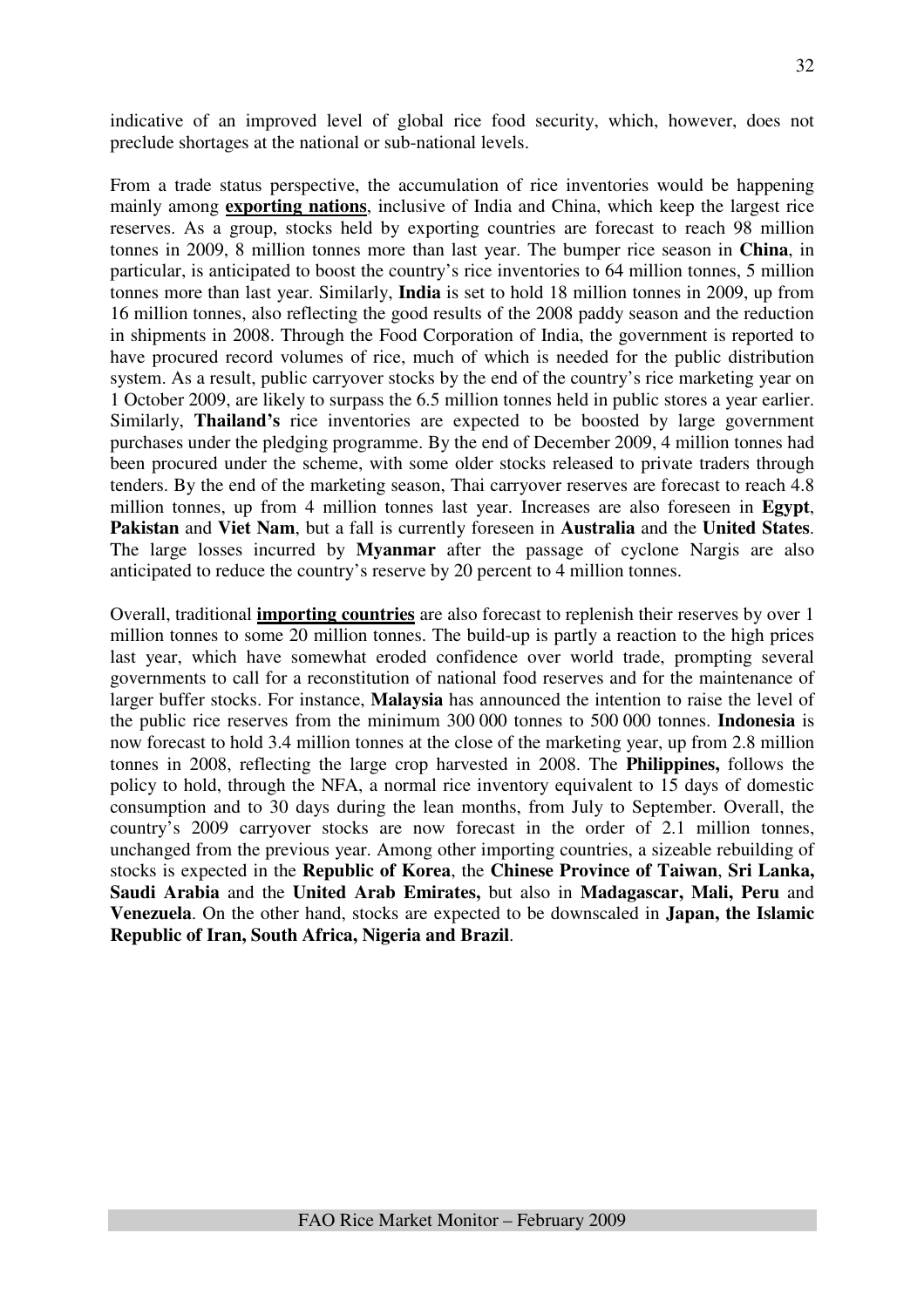indicative of an improved level of global rice food security, which, however, does not preclude shortages at the national or sub-national levels.

From a trade status perspective, the accumulation of rice inventories would be happening mainly among **exporting nations**, inclusive of India and China, which keep the largest rice reserves. As a group, stocks held by exporting countries are forecast to reach 98 million tonnes in 2009, 8 million tonnes more than last year. The bumper rice season in **China**, in particular, is anticipated to boost the country's rice inventories to 64 million tonnes, 5 million tonnes more than last year. Similarly, **India** is set to hold 18 million tonnes in 2009, up from 16 million tonnes, also reflecting the good results of the 2008 paddy season and the reduction in shipments in 2008. Through the Food Corporation of India, the government is reported to have procured record volumes of rice, much of which is needed for the public distribution system. As a result, public carryover stocks by the end of the country's rice marketing year on 1 October 2009, are likely to surpass the 6.5 million tonnes held in public stores a year earlier. Similarly, **Thailand's** rice inventories are expected to be boosted by large government purchases under the pledging programme. By the end of December 2009, 4 million tonnes had been procured under the scheme, with some older stocks released to private traders through tenders. By the end of the marketing season, Thai carryover reserves are forecast to reach 4.8 million tonnes, up from 4 million tonnes last year. Increases are also foreseen in **Egypt**, **Pakistan** and **Viet Nam**, but a fall is currently foreseen in **Australia** and the **United States**. The large losses incurred by **Myanmar** after the passage of cyclone Nargis are also anticipated to reduce the country's reserve by 20 percent to 4 million tonnes.

Overall, traditional **importing countries** are also forecast to replenish their reserves by over 1 million tonnes to some 20 million tonnes. The build-up is partly a reaction to the high prices last year, which have somewhat eroded confidence over world trade, prompting several governments to call for a reconstitution of national food reserves and for the maintenance of larger buffer stocks. For instance, **Malaysia** has announced the intention to raise the level of the public rice reserves from the minimum 300 000 tonnes to 500 000 tonnes. **Indonesia** is now forecast to hold 3.4 million tonnes at the close of the marketing year, up from 2.8 million tonnes in 2008, reflecting the large crop harvested in 2008. The **Philippines,** follows the policy to hold, through the NFA, a normal rice inventory equivalent to 15 days of domestic consumption and to 30 days during the lean months, from July to September. Overall, the country's 2009 carryover stocks are now forecast in the order of 2.1 million tonnes, unchanged from the previous year. Among other importing countries, a sizeable rebuilding of stocks is expected in the **Republic of Korea**, the **Chinese Province of Taiwan**, **Sri Lanka, Saudi Arabia** and the **United Arab Emirates,** but also in **Madagascar, Mali, Peru** and **Venezuela**. On the other hand, stocks are expected to be downscaled in **Japan, the Islamic Republic of Iran, South Africa, Nigeria and Brazil**.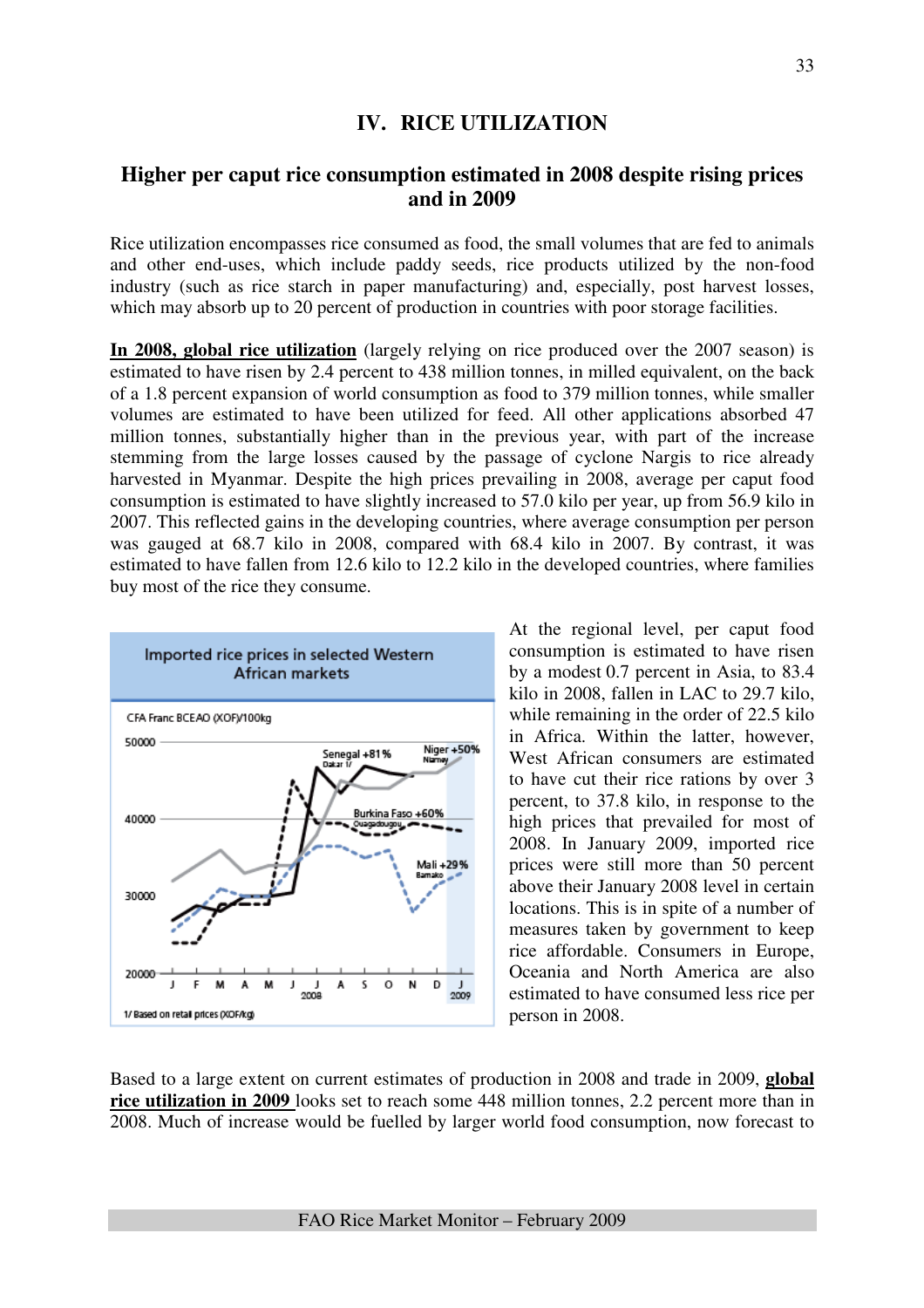# IV. RICE UTILIZATION

## Higher per caput rice consumption estimated in 2008 despite rising prices and in 2009

Rice utilization encompasses rice consumed as food, the small volumes that are fed to animals and other end-uses, which include paddy seeds, rice products utilized by the non-food industry (such as rice starch in paper manufacturing) and, especially, post harvest losses, which may absorb up to 20 percent of production in countries with poor storage facilities.

**In 2008, global rice utilization** (largely relying on rice produced over the 2007 season) is estimated to have risen by 2.4 percent to 438 million tonnes, in milled equivalent, on the back of a 1.8 percent expansion of world consumption as food to 379 million tonnes, while smaller volumes are estimated to have been utilized for feed. All other applications absorbed 47 million tonnes, substantially higher than in the previous year, with part of the increase stemming from the large losses caused by the passage of cyclone Nargis to rice already harvested in Myanmar. Despite the high prices prevailing in 2008, average per caput food consumption is estimated to have slightly increased to 57.0 kilo per year, up from 56.9 kilo in 2007. This reflected gains in the developing countries, where average consumption per person was gauged at 68.7 kilo in 2008, compared with 68.4 kilo in 2007. By contrast, it was estimated to have fallen from 12.6 kilo to 12.2 kilo in the developed countries, where families buy most of the rice they consume.

Imported rice prices in selected Western African markets

CFA Franc BCEAO (XOF)/100kg

Senegal +81% (Dakar 1/), Niger +50% (Niamey), Burkina Faso +60% (Ouagadougou), Mali +29% (Bamako)

1/ Based on retail prices (XOF/kg)

At the regional level, per caput food consumption is estimated to have risen by a modest 0.7 percent in Asia, to 83.4 kilo in 2008, fallen in LAC to 29.7 kilo, while remaining in the order of 22.5 kilo in Africa. Within the latter, however, West African consumers are estimated to have cut their rice rations by over 3 percent, to 37.8 kilo, in response to the high prices that prevailed for most of 2008. In January 2009, imported rice prices were still more than 50 percent above their January 2008 level in certain locations. This is in spite of a number of measures taken by government to keep rice affordable. Consumers in Europe, Oceania and North America are also estimated to have consumed less rice per person in 2008.

Based to a large extent on current estimates of production in 2008 and trade in 2009, **global rice utilization in 2009** looks set to reach some 448 million tonnes, 2.2 percent more than in 2008. Much of increase would be fuelled by larger world food consumption, now forecast to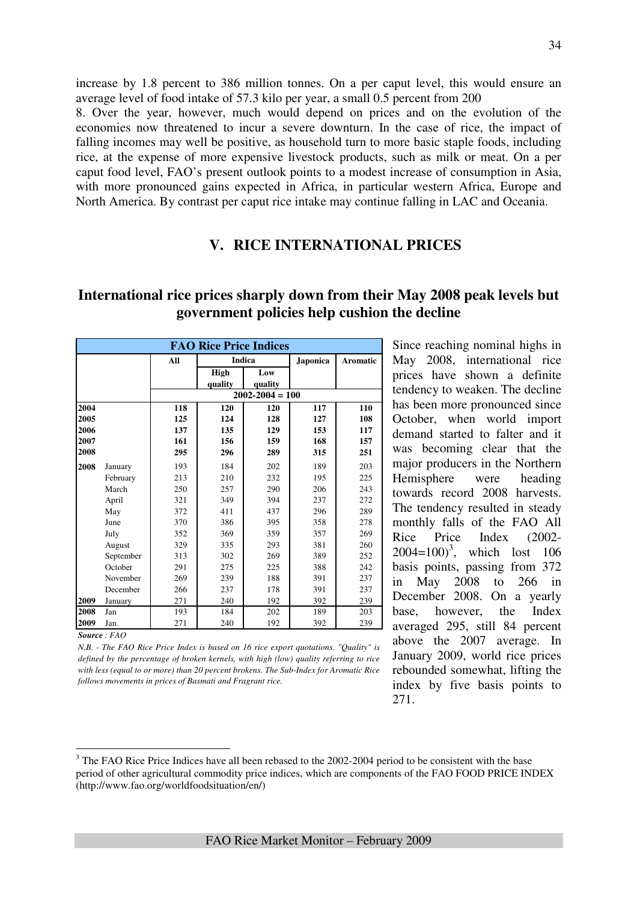increase by 1.8 percent to 386 million tonnes. On a per caput level, this would ensure an average level of food intake of 57.3 kilo per year, a small 0.5 percent from 200

8. Over the year, however, much would depend on prices and on the evolution of the economies now threatened to incur a severe downturn. In the case of rice, the impact of falling incomes may well be positive, as household turn to more basic staple foods, including rice, at the expense of more expensive livestock products, such as milk or meat. On a per caput food level, FAO's present outlook points to a modest increase of consumption in Asia, with more pronounced gains expected in Africa, in particular western Africa, Europe and North America. By contrast per caput rice intake may continue falling in LAC and Oceania.

## V. RICE INTERNATIONAL PRICES

### International rice prices sharply down from their May 2008 peak levels but government policies help cushion the decline

| FAO Rice Price Indices | | | | | | |
|---|---|---|---|---|---|---|
| | | All | Indica | | Japonica | Aromatic |
| | | | High quality | Low quality | | |
| | | 2002-2004 = 100 | | | | |
| **2004** | | **118** | **120** | **120** | **117** | **110** |
| **2005** | | **125** | **124** | **128** | **127** | **108** |
| **2006** | | **137** | **135** | **129** | **153** | **117** |
| **2007** | | **161** | **156** | **159** | **168** | **157** |
| **2008** | | **295** | **296** | **289** | **315** | **251** |
| **2008** | January | 193 | 184 | 202 | 189 | 203 |
| | February | 213 | 210 | 232 | 195 | 225 |
| | March | 250 | 257 | 290 | 206 | 243 |
| | April | 321 | 349 | 394 | 237 | 272 |
| | May | 372 | 411 | 437 | 296 | 289 |
| | June | 370 | 386 | 395 | 358 | 278 |
| | July | 352 | 369 | 359 | 357 | 269 |
| | August | 329 | 335 | 293 | 381 | 260 |
| | September | 313 | 302 | 269 | 389 | 252 |
| | October | 291 | 275 | 225 | 388 | 242 |
| | November | 269 | 239 | 188 | 391 | 237 |
| | December | 266 | 237 | 178 | 391 | 237 |
| **2009** | January | 271 | 240 | 192 | 392 | 239 |
| **2008** | Jan | 193 | 184 | 202 | 189 | 203 |
| **2009** | Jan. | 271 | 240 | 192 | 392 | 239 |

***Source** : FAO*

*N.B. - The FAO Rice Price Index is based on 16 rice export quotations. "Quality" is defined by the percentage of broken kernels, with high (low) quality referring to rice with less (equal to or more) than 20 percent brokens. The Sub-Index for Aromatic Rice follows movements in prices of Basmati and Fragrant rice.*

Since reaching nominal highs in May 2008, international rice prices have shown a definite tendency to weaken. The decline has been more pronounced since October, when world import demand started to falter and it was becoming clear that the major producers in the Northern Hemisphere were heading towards record 2008 harvests. The tendency resulted in steady monthly falls of the FAO All Rice Price Index (2002-2004=100)[3], which lost 106 basis points, passing from 372 in May 2008 to 266 in December 2008. On a yearly base, however, the Index averaged 295, still 84 percent above the 2007 average. In January 2009, world rice prices rebounded somewhat, lifting the index by five basis points to 271.

[3] The FAO Rice Price Indices have all been rebased to the 2002-2004 period to be consistent with the base period of other agricultural commodity price indices, which are components of the FAO FOOD PRICE INDEX (http://www.fao.org/worldfoodsituation/en/)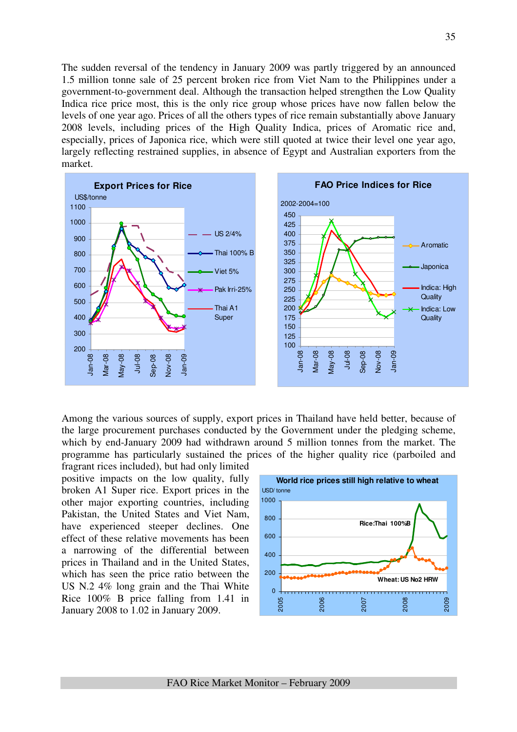The sudden reversal of the tendency in January 2009 was partly triggered by an announced 1.5 million tonne sale of 25 percent broken rice from Viet Nam to the Philippines under a government-to-government deal. Although the transaction helped strengthen the Low Quality Indica rice price most, this is the only rice group whose prices have now fallen below the levels of one year ago. Prices of all the others types of rice remain substantially above January 2008 levels, including prices of the High Quality Indica, prices of Aromatic rice and, especially, prices of Japonica rice, which were still quoted at twice their level one year ago, largely reflecting restrained supplies, in absence of Egypt and Australian exporters from the market.

Among the various sources of supply, export prices in Thailand have held better, because of the large procurement purchases conducted by the Government under the pledging scheme, which by end-January 2009 had withdrawn around 5 million tonnes from the market. The programme has particularly sustained the prices of the higher quality rice (parboiled and fragrant rices included), but had only limited positive impacts on the low quality, fully broken A1 Super rice. Export prices in the other major exporting countries, including Pakistan, the United States and Viet Nam, have experienced steeper declines. One effect of these relative movements has been a narrowing of the differential between prices in Thailand and in the United States, which has seen the price ratio between the US N.2 4% long grain and the Thai White Rice 100% B price falling from 1.41 in January 2008 to 1.02 in January 2009.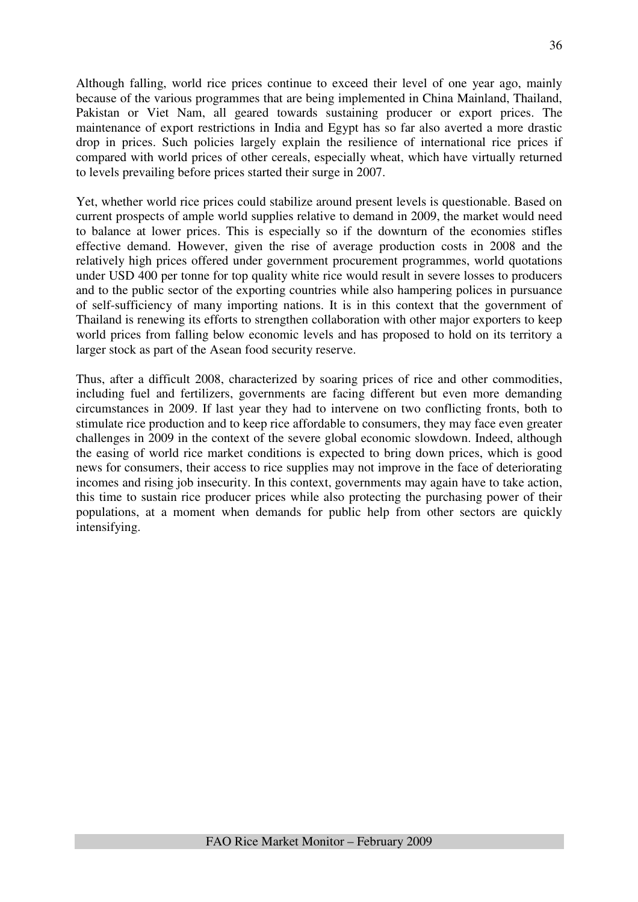Although falling, world rice prices continue to exceed their level of one year ago, mainly because of the various programmes that are being implemented in China Mainland, Thailand, Pakistan or Viet Nam, all geared towards sustaining producer or export prices. The maintenance of export restrictions in India and Egypt has so far also averted a more drastic drop in prices. Such policies largely explain the resilience of international rice prices if compared with world prices of other cereals, especially wheat, which have virtually returned to levels prevailing before prices started their surge in 2007.

Yet, whether world rice prices could stabilize around present levels is questionable. Based on current prospects of ample world supplies relative to demand in 2009, the market would need to balance at lower prices. This is especially so if the downturn of the economies stifles effective demand. However, given the rise of average production costs in 2008 and the relatively high prices offered under government procurement programmes, world quotations under USD 400 per tonne for top quality white rice would result in severe losses to producers and to the public sector of the exporting countries while also hampering polices in pursuance of self-sufficiency of many importing nations. It is in this context that the government of Thailand is renewing its efforts to strengthen collaboration with other major exporters to keep world prices from falling below economic levels and has proposed to hold on its territory a larger stock as part of the Asean food security reserve.

Thus, after a difficult 2008, characterized by soaring prices of rice and other commodities, including fuel and fertilizers, governments are facing different but even more demanding circumstances in 2009. If last year they had to intervene on two conflicting fronts, both to stimulate rice production and to keep rice affordable to consumers, they may face even greater challenges in 2009 in the context of the severe global economic slowdown. Indeed, although the easing of world rice market conditions is expected to bring down prices, which is good news for consumers, their access to rice supplies may not improve in the face of deteriorating incomes and rising job insecurity. In this context, governments may again have to take action, this time to sustain rice producer prices while also protecting the purchasing power of their populations, at a moment when demands for public help from other sectors are quickly intensifying.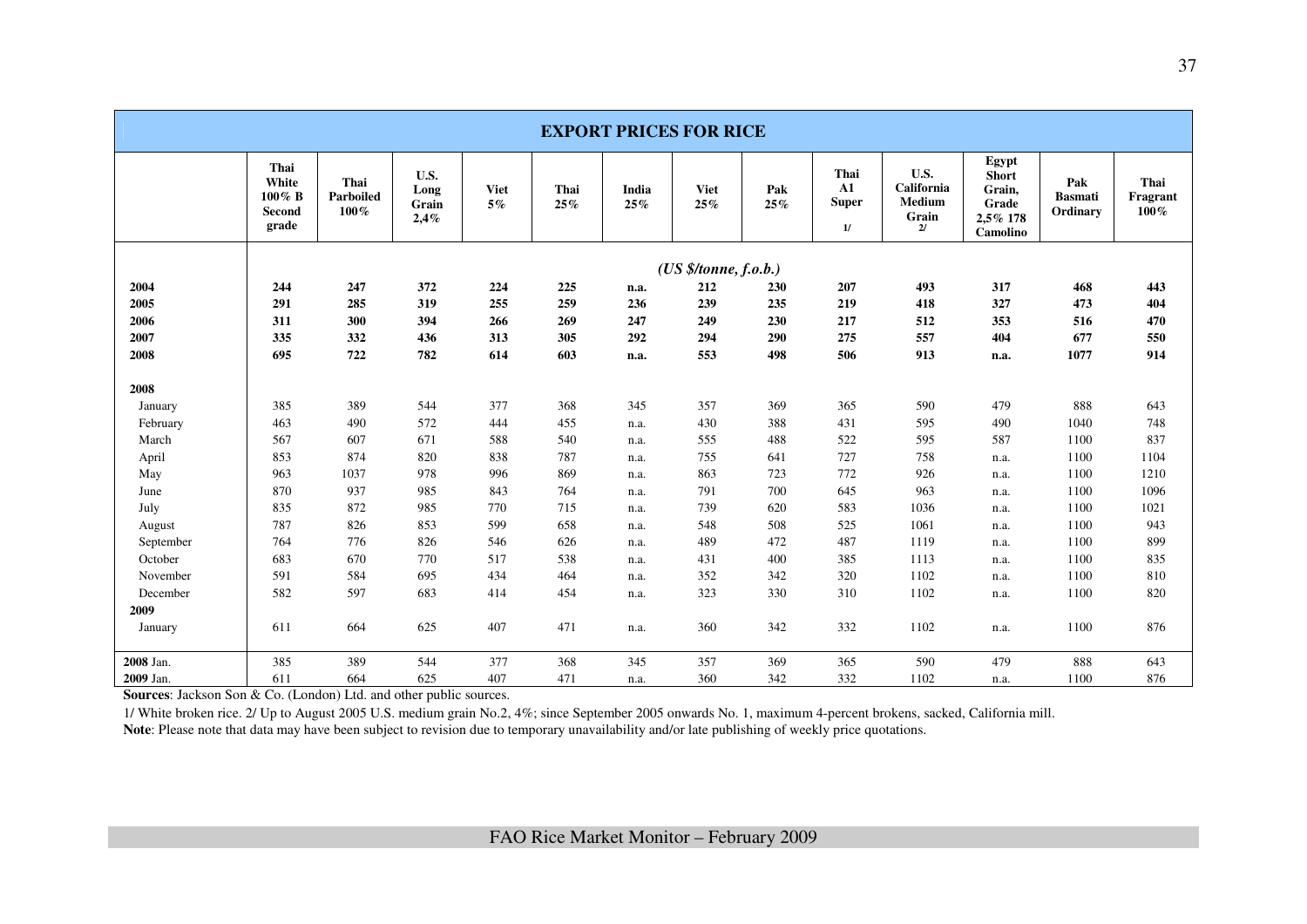| EXPORT PRICES FOR RICE | | | | | | | | | | | | | |
|---|---|---|---|---|---|---|---|---|---|---|---|---|---|
| | **Thai White 100% B Second grade** | **Thai Parboiled 100%** | **U.S. Long Grain 2,4%** | **Viet 5%** | **Thai 25%** | **India 25%** | **Viet 25%** | **Pak 25%** | **Thai A1 Super 1/** | **U.S. California Medium Grain 2/** | **Egypt Short Grain, Grade 2,5% 178 Camolino** | **Pak Basmati Ordinary** | **Thai Fragrant 100%** |
| | | | | | | | ***(US $/tonne, f.o.b.)*** | | | | | | |
| **2004** | **244** | **247** | **372** | **224** | **225** | **n.a.** | **212** | **230** | **207** | **493** | **317** | **468** | **443** |
| **2005** | **291** | **285** | **319** | **255** | **259** | **236** | **239** | **235** | **219** | **418** | **327** | **473** | **404** |
| **2006** | **311** | **300** | **394** | **266** | **269** | **247** | **249** | **230** | **217** | **512** | **353** | **516** | **470** |
| **2007** | **335** | **332** | **436** | **313** | **305** | **292** | **294** | **290** | **275** | **557** | **404** | **677** | **550** |
| **2008** | **695** | **722** | **782** | **614** | **603** | **n.a.** | **553** | **498** | **506** | **913** | **n.a.** | **1077** | **914** |
| **2008** | | | | | | | | | | | | | |
| January | 385 | 389 | 544 | 377 | 368 | 345 | 357 | 369 | 365 | 590 | 479 | 888 | 643 |
| February | 463 | 490 | 572 | 444 | 455 | n.a. | 430 | 388 | 431 | 595 | 490 | 1040 | 748 |
| March | 567 | 607 | 671 | 588 | 540 | n.a. | 555 | 488 | 522 | 595 | 587 | 1100 | 837 |
| April | 853 | 874 | 820 | 838 | 787 | n.a. | 755 | 641 | 727 | 758 | n.a. | 1100 | 1104 |
| May | 963 | 1037 | 978 | 996 | 869 | n.a. | 863 | 723 | 772 | 926 | n.a. | 1100 | 1210 |
| June | 870 | 937 | 985 | 843 | 764 | n.a. | 791 | 700 | 645 | 963 | n.a. | 1100 | 1096 |
| July | 835 | 872 | 985 | 770 | 715 | n.a. | 739 | 620 | 583 | 1036 | n.a. | 1100 | 1021 |
| August | 787 | 826 | 853 | 599 | 658 | n.a. | 548 | 508 | 525 | 1061 | n.a. | 1100 | 943 |
| September | 764 | 776 | 826 | 546 | 626 | n.a. | 489 | 472 | 487 | 1119 | n.a. | 1100 | 899 |
| October | 683 | 670 | 770 | 517 | 538 | n.a. | 431 | 400 | 385 | 1113 | n.a. | 1100 | 835 |
| November | 591 | 584 | 695 | 434 | 464 | n.a. | 352 | 342 | 320 | 1102 | n.a. | 1100 | 810 |
| December | 582 | 597 | 683 | 414 | 454 | n.a. | 323 | 330 | 310 | 1102 | n.a. | 1100 | 820 |
| **2009** | | | | | | | | | | | | | |
| January | 611 | 664 | 625 | 407 | 471 | n.a. | 360 | 342 | 332 | 1102 | n.a. | 1100 | 876 |
| **2008** Jan. | 385 | 389 | 544 | 377 | 368 | 345 | 357 | 369 | 365 | 590 | 479 | 888 | 643 |
| **2009** Jan. | 611 | 664 | 625 | 407 | 471 | n.a. | 360 | 342 | 332 | 1102 | n.a. | 1100 | 876 |

**Sources**: Jackson Son & Co. (London) Ltd. and other public sources.

1/ White broken rice. 2/ Up to August 2005 U.S. medium grain No.2, 4%; since September 2005 onwards No. 1, maximum 4-percent brokens, sacked, California mill.

**Note**: Please note that data may have been subject to revision due to temporary unavailability and/or late publishing of weekly price quotations.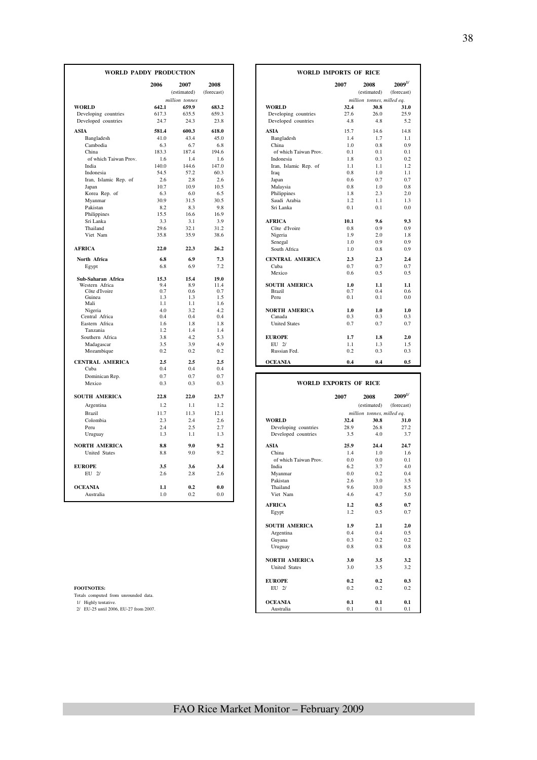## WORLD PADDY PRODUCTION

| | 2006 | 2007 | 2008 |
|---|---|---|---|
| | | (estimated) | (forecast) |
| | | *million tonnes* | |
| **WORLD** | **642.1** | **659.9** | **683.2** |
| Developing countries | 617.3 | 635.5 | 659.3 |
| Developed countries | 24.7 | 24.3 | 23.8 |
| **ASIA** | **581.4** | **600.3** | **618.0** |
| Bangladesh | 41.0 | 43.4 | 45.0 |
| Cambodia | 6.3 | 6.7 | 6.8 |
| China | 183.3 | 187.4 | 194.6 |
| of which Taiwan Prov. | 1.6 | 1.4 | 1.6 |
| India | 140.0 | 144.6 | 147.0 |
| Indonesia | 54.5 | 57.2 | 60.3 |
| Iran, Islamic Rep. of | 2.6 | 2.8 | 2.6 |
| Japan | 10.7 | 10.9 | 10.5 |
| Korea Rep. of | 6.3 | 6.0 | 6.5 |
| Myanmar | 30.9 | 31.5 | 30.5 |
| Pakistan | 8.2 | 8.3 | 9.8 |
| Philippines | 15.5 | 16.6 | 16.9 |
| Sri Lanka | 3.3 | 3.1 | 3.9 |
| Thailand | 29.6 | 32.1 | 31.2 |
| Viet Nam | 35.8 | 35.9 | 38.6 |
| **AFRICA** | **22.0** | **22.3** | **26.2** |
| **North Africa** | **6.8** | **6.9** | **7.3** |
| Egypt | 6.8 | 6.9 | 7.2 |
| **Sub-Saharan Africa** | **15.3** | **15.4** | **19.0** |
| Western Africa | 9.4 | 8.9 | 11.4 |
| Côte d'Ivoire | 0.7 | 0.6 | 0.7 |
| Guinea | 1.3 | 1.3 | 1.5 |
| Mali | 1.1 | 1.1 | 1.6 |
| Nigeria | 4.0 | 3.2 | 4.2 |
| Central Africa | 0.4 | 0.4 | 0.4 |
| Eastern Africa | 1.6 | 1.8 | 1.8 |
| Tanzania | 1.2 | 1.4 | 1.4 |
| Southern Africa | 3.8 | 4.2 | 5.3 |
| Madagascar | 3.5 | 3.9 | 4.9 |
| Mozambique | 0.2 | 0.2 | 0.2 |
| **CENTRAL AMERICA** | **2.5** | **2.5** | **2.5** |
| Cuba | 0.4 | 0.4 | 0.4 |
| Dominican Rep. | 0.7 | 0.7 | 0.7 |
| Mexico | 0.3 | 0.3 | 0.3 |
| **SOUTH AMERICA** | **22.8** | **22.0** | **23.7** |
| Argentina | 1.2 | 1.1 | 1.2 |
| Brazil | 11.7 | 11.3 | 12.1 |
| Colombia | 2.3 | 2.4 | 2.6 |
| Peru | 2.4 | 2.5 | 2.7 |
| Uruguay | 1.3 | 1.1 | 1.3 |
| **NORTH AMERICA** | **8.8** | **9.0** | **9.2** |
| United States | 8.8 | 9.0 | 9.2 |
| **EUROPE** | **3.5** | **3.6** | **3.4** |
| EU 2/ | 2.6 | 2.8 | 2.6 |
| **OCEANIA** | **1.1** | **0.2** | **0.0** |
| Australia | 1.0 | 0.2 | 0.0 |

## WORLD IMPORTS OF RICE

| | 2007 | 2008 | 2009[1/] |
|---|---|---|---|
| | | (estimated) | (forecast) |
| | | *million tonnes, milled eq.* | |
| **WORLD** | **32.4** | **30.8** | **31.0** |
| Developing countries | 27.6 | 26.0 | 25.9 |
| Developed countries | 4.8 | 4.8 | 5.2 |
| **ASIA** | 15.7 | 14.6 | 14.8 |
| Bangladesh | 1.4 | 1.7 | 1.1 |
| China | 1.0 | 0.8 | 0.9 |
| of which Taiwan Prov. | 0.1 | 0.1 | 0.1 |
| Indonesia | 1.8 | 0.3 | 0.2 |
| Iran, Islamic Rep. of | 1.1 | 1.1 | 1.2 |
| Iraq | 0.8 | 1.0 | 1.1 |
| Japan | 0.6 | 0.7 | 0.7 |
| Malaysia | 0.8 | 1.0 | 0.8 |
| Philippines | 1.8 | 2.3 | 2.0 |
| Saudi Arabia | 1.2 | 1.1 | 1.3 |
| Sri Lanka | 0.1 | 0.1 | 0.0 |
| **AFRICA** | **10.1** | **9.6** | **9.3** |
| Côte d'Ivoire | 0.8 | 0.9 | 0.9 |
| Nigeria | 1.9 | 2.0 | 1.8 |
| Senegal | 1.0 | 0.9 | 0.9 |
| South Africa | 1.0 | 0.8 | 0.9 |
| **CENTRAL AMERICA** | **2.3** | **2.3** | **2.4** |
| Cuba | 0.7 | 0.7 | 0.7 |
| Mexico | 0.6 | 0.5 | 0.5 |
| **SOUTH AMERICA** | **1.0** | **1.1** | **1.1** |
| Brazil | 0.7 | 0.4 | 0.6 |
| Peru | 0.1 | 0.1 | 0.0 |
| **NORTH AMERICA** | **1.0** | **1.0** | **1.0** |
| Canada | 0.3 | 0.3 | 0.3 |
| United States | 0.7 | 0.7 | 0.7 |
| **EUROPE** | **1.7** | **1.8** | **2.0** |
| EU 2/ | 1.1 | 1.3 | 1.5 |
| Russian Fed. | 0.2 | 0.3 | 0.3 |
| **OCEANIA** | **0.4** | **0.4** | **0.5** |

## WORLD EXPORTS OF RICE

| | 2007 | 2008 | 2009[1/] |
|---|---|---|---|
| | | (estimated) | (forecast) |
| | | *million tonnes, milled eq.* | |
| **WORLD** | **32.4** | **30.8** | **31.0** |
| Developing countries | 28.9 | 26.8 | 27.2 |
| Developed countries | 3.5 | 4.0 | 3.7 |
| **ASIA** | **25.9** | **24.4** | **24.7** |
| China | 1.4 | 1.0 | 1.6 |
| of which Taiwan Prov. | 0.0 | 0.0 | 0.1 |
| India | 6.2 | 3.7 | 4.0 |
| Myanmar | 0.0 | 0.2 | 0.4 |
| Pakistan | 2.6 | 3.0 | 3.5 |
| Thailand | 9.6 | 10.0 | 8.5 |
| Viet Nam | 4.6 | 4.7 | 5.0 |
| **AFRICA** | **1.2** | **0.5** | **0.7** |
| Egypt | 1.2 | 0.5 | 0.7 |
| **SOUTH AMERICA** | **1.9** | **2.1** | **2.0** |
| Argentina | 0.4 | 0.4 | 0.5 |
| Guyana | 0.3 | 0.2 | 0.2 |
| Uruguay | 0.8 | 0.8 | 0.8 |
| **NORTH AMERICA** | **3.0** | **3.5** | **3.2** |
| United States | 3.0 | 3.5 | 3.2 |
| **EUROPE** | **0.2** | **0.2** | **0.3** |
| EU 2/ | 0.2 | 0.2 | 0.2 |
| **OCEANIA** | **0.1** | **0.1** | **0.1** |
| Australia | 0.1 | 0.1 | 0.1 |

**FOOTNOTES:**

Totals computed from unrounded data.

1/ Highly tentative.

2/ EU-25 until 2006, EU-27 from 2007.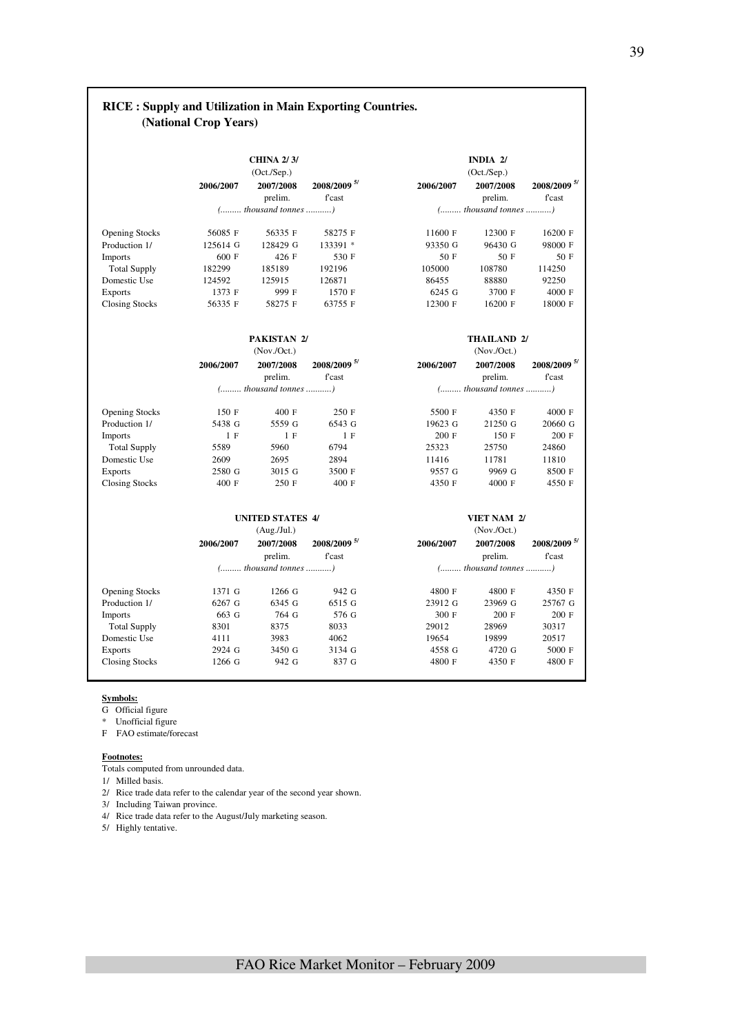## RICE : Supply and Utilization in Main Exporting Countries.
### (National Crop Years)

| | CHINA 2/ 3/ (Oct./Sep.) | | | INDIA 2/ (Oct./Sep.) | | |
|---|---|---|---|---|---|---|
| | 2006/2007 | 2007/2008 prelim. | 2008/2009 5/ f'cast | 2006/2007 | 2007/2008 prelim. | 2008/2009 5/ f'cast |
| | (......... thousand tonnes ...........) | | | (......... thousand tonnes ...........) | | |
| Opening Stocks | 56085 F | 56335 F | 58275 F | 11600 F | 12300 F | 16200 F |
| Production 1/ | 125614 G | 128429 G | 133391 * | 93350 G | 96430 G | 98000 F |
| Imports | 600 F | 426 F | 530 F | 50 F | 50 F | 50 F |
| Total Supply | 182299 | 185189 | 192196 | 105000 | 108780 | 114250 |
| Domestic Use | 124592 | 125915 | 126871 | 86455 | 88880 | 92250 |
| Exports | 1373 F | 999 F | 1570 F | 6245 G | 3700 F | 4000 F |
| Closing Stocks | 56335 F | 58275 F | 63755 F | 12300 F | 16200 F | 18000 F |

| | PAKISTAN 2/ (Nov./Oct.) | | | THAILAND 2/ (Nov./Oct.) | | |
|---|---|---|---|---|---|---|
| | 2006/2007 | 2007/2008 prelim. | 2008/2009 5/ f'cast | 2006/2007 | 2007/2008 prelim. | 2008/2009 5/ f'cast |
| | (......... thousand tonnes ...........) | | | (......... thousand tonnes ...........) | | |
| Opening Stocks | 150 F | 400 F | 250 F | 5500 F | 4350 F | 4000 F |
| Production 1/ | 5438 G | 5559 G | 6543 G | 19623 G | 21250 G | 20660 G |
| Imports | 1 F | 1 F | 1 F | 200 F | 150 F | 200 F |
| Total Supply | 5589 | 5960 | 6794 | 25323 | 25750 | 24860 |
| Domestic Use | 2609 | 2695 | 2894 | 11416 | 11781 | 11810 |
| Exports | 2580 G | 3015 G | 3500 F | 9557 G | 9969 G | 8500 F |
| Closing Stocks | 400 F | 250 F | 400 F | 4350 F | 4000 F | 4550 F |

| | UNITED STATES 4/ (Aug./Jul.) | | | VIET NAM 2/ (Nov./Oct.) | | |
|---|---|---|---|---|---|---|
| | 2006/2007 | 2007/2008 prelim. | 2008/2009 5/ f'cast | 2006/2007 | 2007/2008 prelim. | 2008/2009 5/ f'cast |
| | (......... thousand tonnes ...........) | | | (......... thousand tonnes ...........) | | |
| Opening Stocks | 1371 G | 1266 G | 942 G | 4800 F | 4800 F | 4350 F |
| Production 1/ | 6267 G | 6345 G | 6515 G | 23912 G | 23969 G | 25767 G |
| Imports | 663 G | 764 G | 576 G | 300 F | 200 F | 200 F |
| Total Supply | 8301 | 8375 | 8033 | 29012 | 28969 | 30317 |
| Domestic Use | 4111 | 3983 | 4062 | 19654 | 19899 | 20517 |
| Exports | 2924 G | 3450 G | 3134 G | 4558 G | 4720 G | 5000 F |
| Closing Stocks | 1266 G | 942 G | 837 G | 4800 F | 4350 F | 4800 F |

**Symbols:**

G Official figure
\* Unofficial figure
F FAO estimate/forecast

**Footnotes:**

Totals computed from unrounded data.
1/ Milled basis.
2/ Rice trade data refer to the calendar year of the second year shown.
3/ Including Taiwan province.
4/ Rice trade data refer to the August/July marketing season.
5/ Highly tentative.